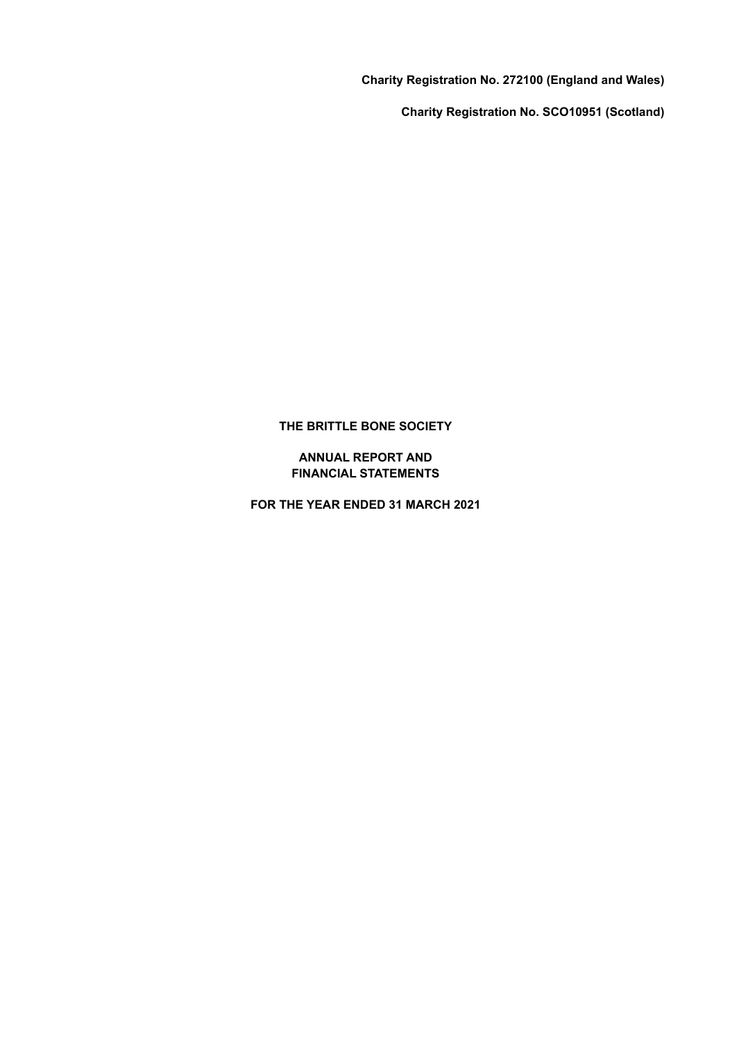**Charity Registration No. 272100 (England and Wales)**

**Charity Registration No. SCO10951 (Scotland)**

# THE BRITTLE BONE SOCIETY

## ANNUAL REPORT AND FINANCIAL STATEMENTS

## FOR THE YEAR ENDED 31 MARCH 2021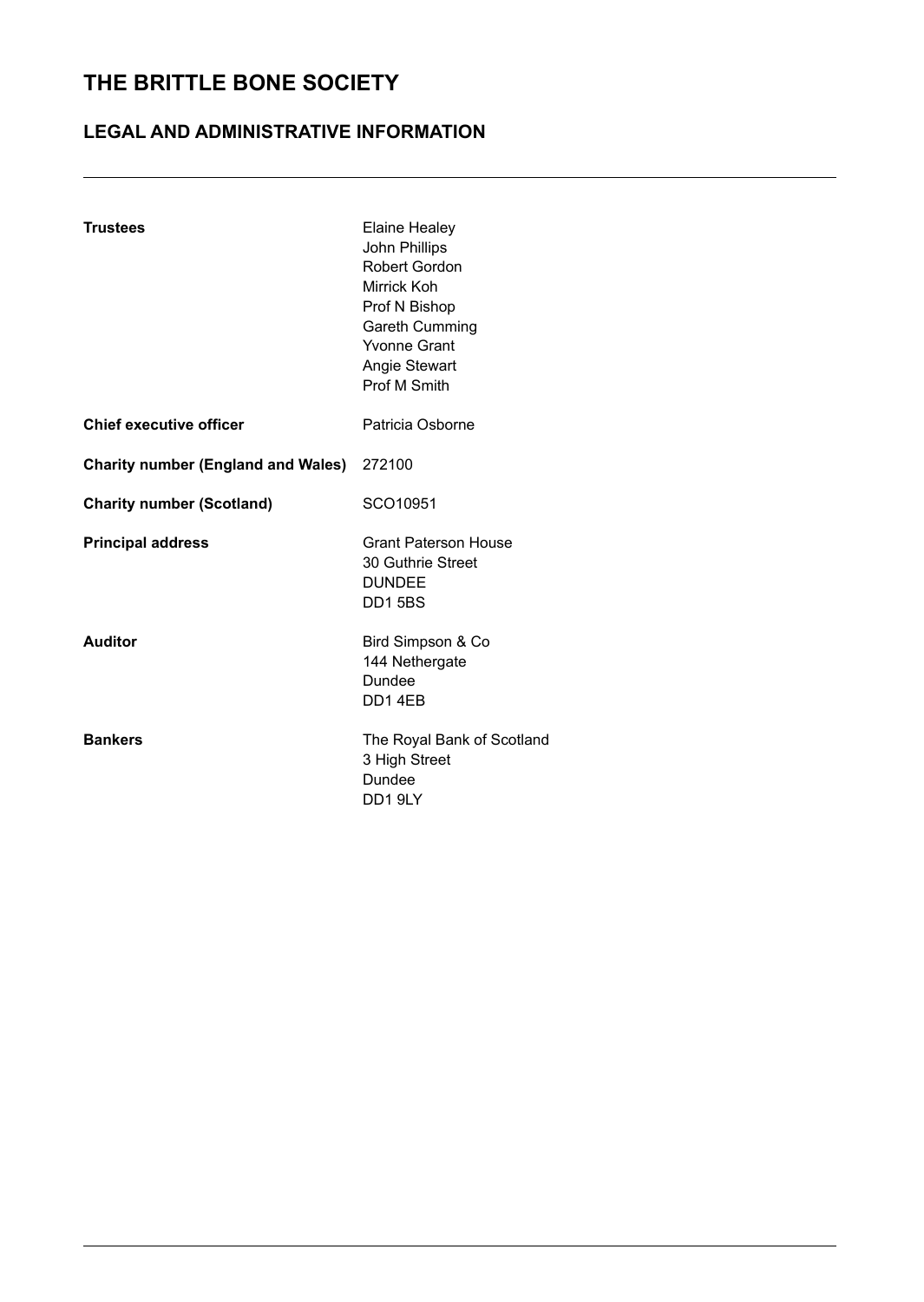# THE BRITTLE BONE SOCIETY

## LEGAL AND ADMINISTRATIVE INFORMATION

| | |
|---|---|
| **Trustees** | Elaine Healey<br>John Phillips<br>Robert Gordon<br>Mirrick Koh<br>Prof N Bishop<br>Gareth Cumming<br>Yvonne Grant<br>Angie Stewart<br>Prof M Smith |
| **Chief executive officer** | Patricia Osborne |
| **Charity number (England and Wales)** | 272100 |
| **Charity number (Scotland)** | SCO10951 |
| **Principal address** | Grant Paterson House<br>30 Guthrie Street<br>DUNDEE<br>DD1 5BS |
| **Auditor** | Bird Simpson & Co<br>144 Nethergate<br>Dundee<br>DD1 4EB |
| **Bankers** | The Royal Bank of Scotland<br>3 High Street<br>Dundee<br>DD1 9LY |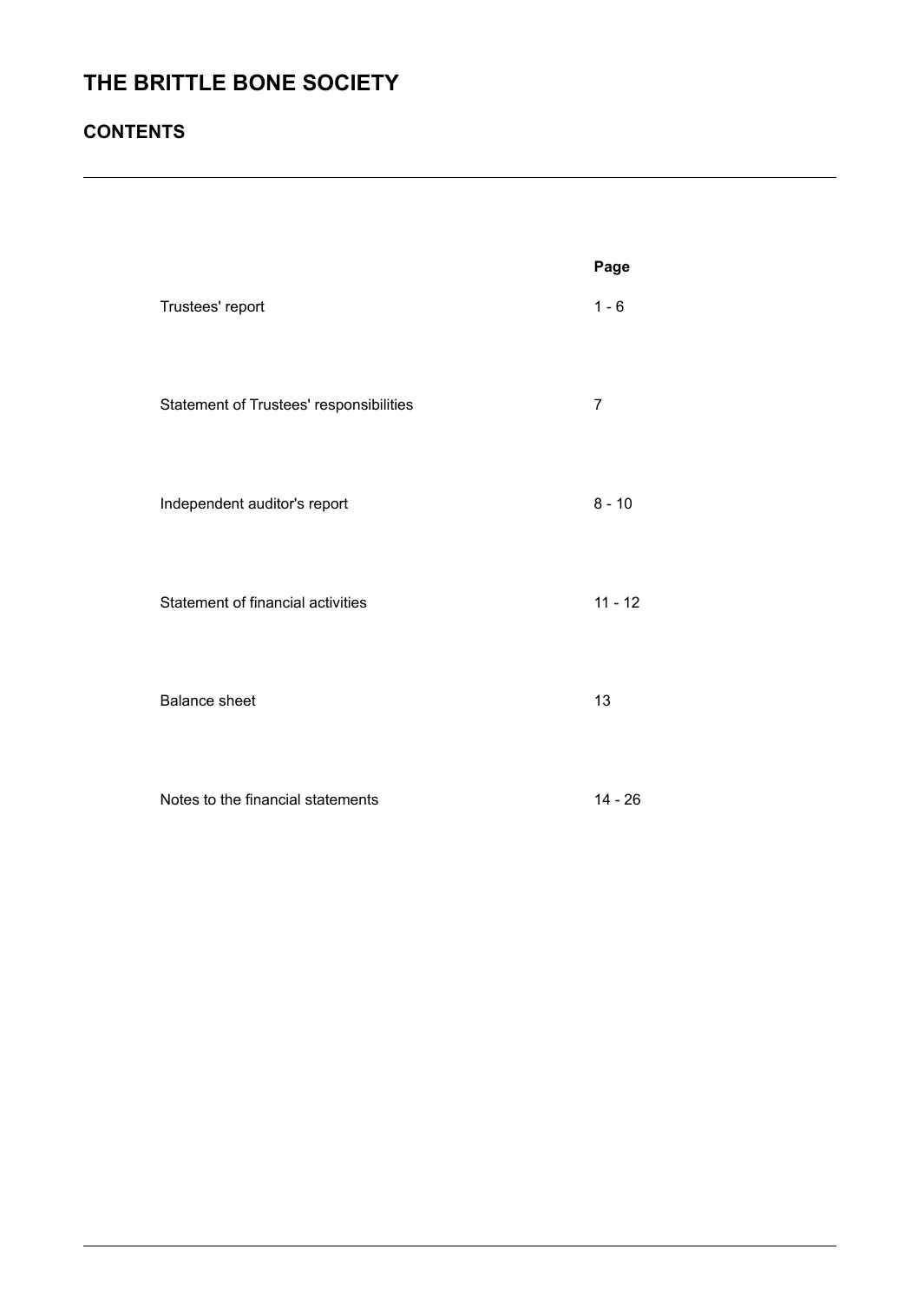# THE BRITTLE BONE SOCIETY

## CONTENTS

| | Page |
|---|---|
| Trustees' report | 1 - 6 |
| Statement of Trustees' responsibilities | 7 |
| Independent auditor's report | 8 - 10 |
| Statement of financial activities | 11 - 12 |
| Balance sheet | 13 |
| Notes to the financial statements | 14 - 26 |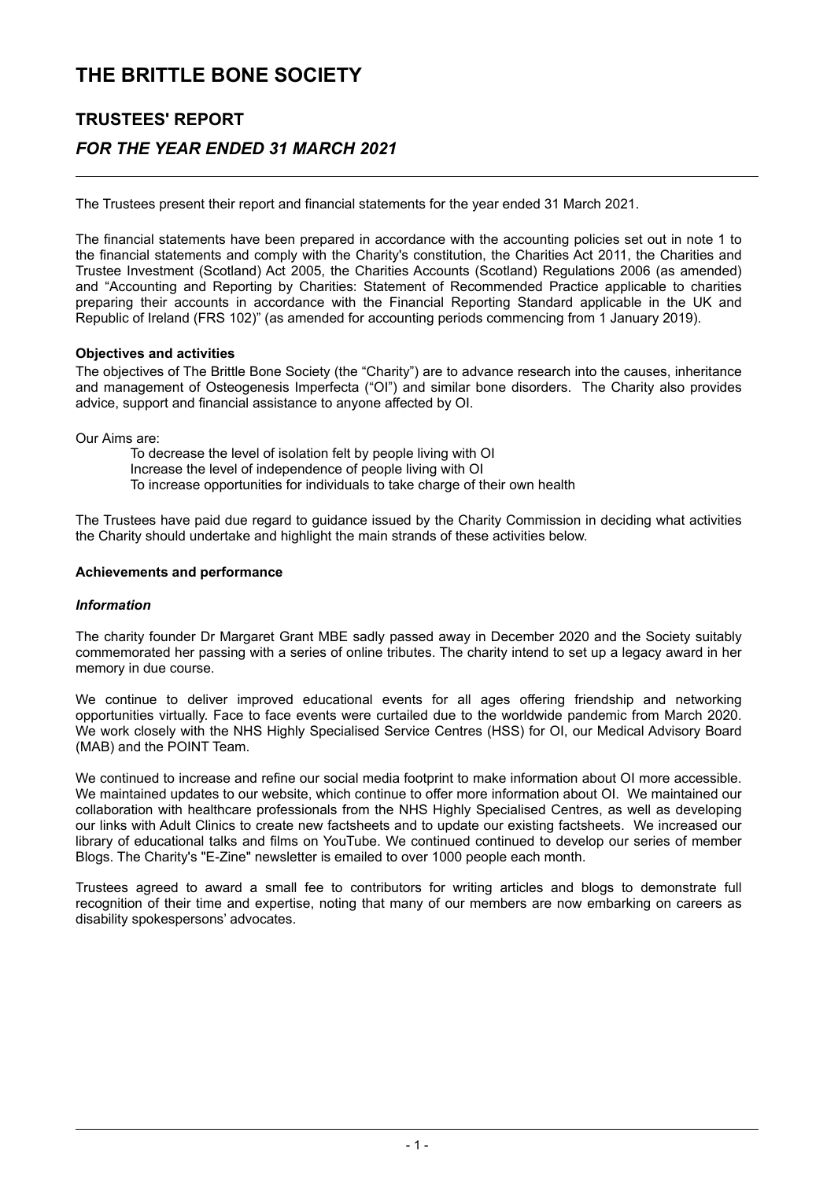# THE BRITTLE BONE SOCIETY

## TRUSTEES' REPORT

### *FOR THE YEAR ENDED 31 MARCH 2021*

The Trustees present their report and financial statements for the year ended 31 March 2021.

The financial statements have been prepared in accordance with the accounting policies set out in note 1 to the financial statements and comply with the Charity's constitution, the Charities Act 2011, the Charities and Trustee Investment (Scotland) Act 2005, the Charities Accounts (Scotland) Regulations 2006 (as amended) and "Accounting and Reporting by Charities: Statement of Recommended Practice applicable to charities preparing their accounts in accordance with the Financial Reporting Standard applicable in the UK and Republic of Ireland (FRS 102)" (as amended for accounting periods commencing from 1 January 2019).

**Objectives and activities**

The objectives of The Brittle Bone Society (the "Charity") are to advance research into the causes, inheritance and management of Osteogenesis Imperfecta ("OI") and similar bone disorders. The Charity also provides advice, support and financial assistance to anyone affected by OI.

Our Aims are:

To decrease the level of isolation felt by people living with OI
Increase the level of independence of people living with OI
To increase opportunities for individuals to take charge of their own health

The Trustees have paid due regard to guidance issued by the Charity Commission in deciding what activities the Charity should undertake and highlight the main strands of these activities below.

**Achievements and performance**

***Information***

The charity founder Dr Margaret Grant MBE sadly passed away in December 2020 and the Society suitably commemorated her passing with a series of online tributes. The charity intend to set up a legacy award in her memory in due course.

We continue to deliver improved educational events for all ages offering friendship and networking opportunities virtually. Face to face events were curtailed due to the worldwide pandemic from March 2020. We work closely with the NHS Highly Specialised Service Centres (HSS) for OI, our Medical Advisory Board (MAB) and the POINT Team.

We continued to increase and refine our social media footprint to make information about OI more accessible. We maintained updates to our website, which continue to offer more information about OI. We maintained our collaboration with healthcare professionals from the NHS Highly Specialised Centres, as well as developing our links with Adult Clinics to create new factsheets and to update our existing factsheets. We increased our library of educational talks and films on YouTube. We continued continued to develop our series of member Blogs. The Charity's "E-Zine" newsletter is emailed to over 1000 people each month.

Trustees agreed to award a small fee to contributors for writing articles and blogs to demonstrate full recognition of their time and expertise, noting that many of our members are now embarking on careers as disability spokespersons' advocates.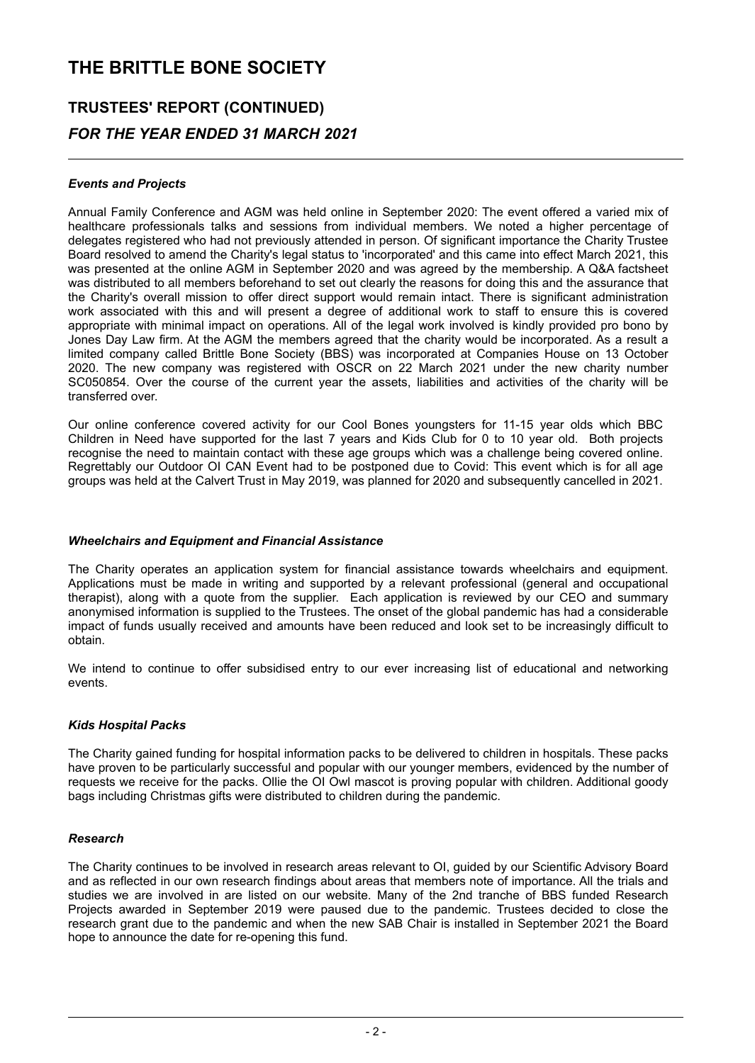# THE BRITTLE BONE SOCIETY

## TRUSTEES' REPORT (CONTINUED)

### *FOR THE YEAR ENDED 31 MARCH 2021*

#### *Events and Projects*

Annual Family Conference and AGM was held online in September 2020: The event offered a varied mix of healthcare professionals talks and sessions from individual members. We noted a higher percentage of delegates registered who had not previously attended in person. Of significant importance the Charity Trustee Board resolved to amend the Charity's legal status to 'incorporated' and this came into effect March 2021, this was presented at the online AGM in September 2020 and was agreed by the membership. A Q&A factsheet was distributed to all members beforehand to set out clearly the reasons for doing this and the assurance that the Charity's overall mission to offer direct support would remain intact. There is significant administration work associated with this and will present a degree of additional work to staff to ensure this is covered appropriate with minimal impact on operations. All of the legal work involved is kindly provided pro bono by Jones Day Law firm. At the AGM the members agreed that the charity would be incorporated. As a result a limited company called Brittle Bone Society (BBS) was incorporated at Companies House on 13 October 2020. The new company was registered with OSCR on 22 March 2021 under the new charity number SC050854. Over the course of the current year the assets, liabilities and activities of the charity will be transferred over.

Our online conference covered activity for our Cool Bones youngsters for 11-15 year olds which BBC Children in Need have supported for the last 7 years and Kids Club for 0 to 10 year old. Both projects recognise the need to maintain contact with these age groups which was a challenge being covered online. Regrettably our Outdoor OI CAN Event had to be postponed due to Covid: This event which is for all age groups was held at the Calvert Trust in May 2019, was planned for 2020 and subsequently cancelled in 2021.

#### *Wheelchairs and Equipment and Financial Assistance*

The Charity operates an application system for financial assistance towards wheelchairs and equipment. Applications must be made in writing and supported by a relevant professional (general and occupational therapist), along with a quote from the supplier. Each application is reviewed by our CEO and summary anonymised information is supplied to the Trustees. The onset of the global pandemic has had a considerable impact of funds usually received and amounts have been reduced and look set to be increasingly difficult to obtain.

We intend to continue to offer subsidised entry to our ever increasing list of educational and networking events.

#### *Kids Hospital Packs*

The Charity gained funding for hospital information packs to be delivered to children in hospitals. These packs have proven to be particularly successful and popular with our younger members, evidenced by the number of requests we receive for the packs. Ollie the OI Owl mascot is proving popular with children. Additional goody bags including Christmas gifts were distributed to children during the pandemic.

#### *Research*

The Charity continues to be involved in research areas relevant to OI, guided by our Scientific Advisory Board and as reflected in our own research findings about areas that members note of importance. All the trials and studies we are involved in are listed on our website. Many of the 2nd tranche of BBS funded Research Projects awarded in September 2019 were paused due to the pandemic. Trustees decided to close the research grant due to the pandemic and when the new SAB Chair is installed in September 2021 the Board hope to announce the date for re-opening this fund.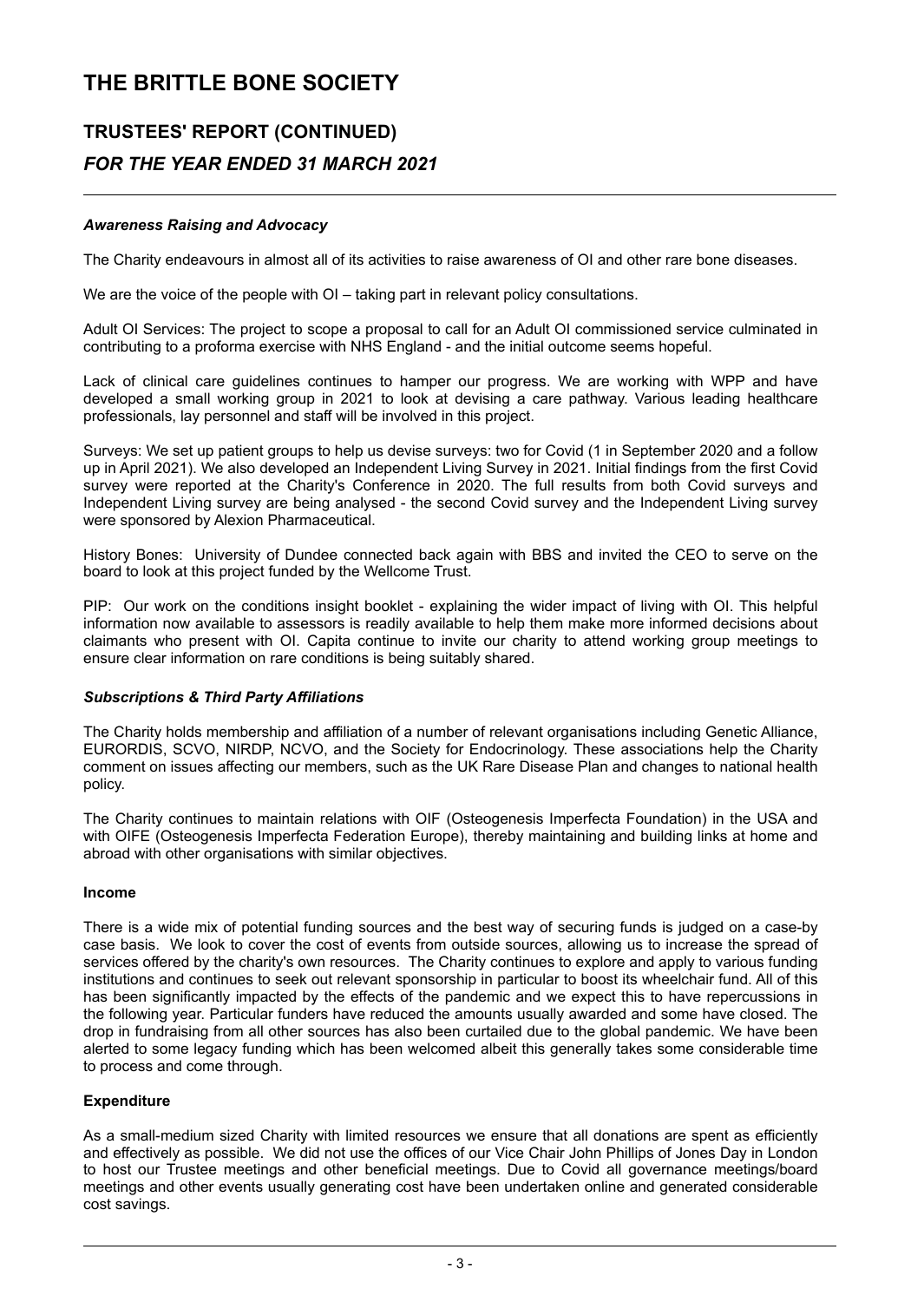# THE BRITTLE BONE SOCIETY

## TRUSTEES' REPORT (CONTINUED)

### *FOR THE YEAR ENDED 31 MARCH 2021*

#### *Awareness Raising and Advocacy*

The Charity endeavours in almost all of its activities to raise awareness of OI and other rare bone diseases.

We are the voice of the people with OI – taking part in relevant policy consultations.

Adult OI Services: The project to scope a proposal to call for an Adult OI commissioned service culminated in contributing to a proforma exercise with NHS England - and the initial outcome seems hopeful.

Lack of clinical care guidelines continues to hamper our progress. We are working with WPP and have developed a small working group in 2021 to look at devising a care pathway. Various leading healthcare professionals, lay personnel and staff will be involved in this project.

Surveys: We set up patient groups to help us devise surveys: two for Covid (1 in September 2020 and a follow up in April 2021). We also developed an Independent Living Survey in 2021. Initial findings from the first Covid survey were reported at the Charity's Conference in 2020. The full results from both Covid surveys and Independent Living survey are being analysed - the second Covid survey and the Independent Living survey were sponsored by Alexion Pharmaceutical.

History Bones: University of Dundee connected back again with BBS and invited the CEO to serve on the board to look at this project funded by the Wellcome Trust.

PIP: Our work on the conditions insight booklet - explaining the wider impact of living with OI. This helpful information now available to assessors is readily available to help them make more informed decisions about claimants who present with OI. Capita continue to invite our charity to attend working group meetings to ensure clear information on rare conditions is being suitably shared.

#### *Subscriptions & Third Party Affiliations*

The Charity holds membership and affiliation of a number of relevant organisations including Genetic Alliance, EURORDIS, SCVO, NIRDP, NCVO, and the Society for Endocrinology. These associations help the Charity comment on issues affecting our members, such as the UK Rare Disease Plan and changes to national health policy.

The Charity continues to maintain relations with OIF (Osteogenesis Imperfecta Foundation) in the USA and with OIFE (Osteogenesis Imperfecta Federation Europe), thereby maintaining and building links at home and abroad with other organisations with similar objectives.

#### **Income**

There is a wide mix of potential funding sources and the best way of securing funds is judged on a case-by case basis. We look to cover the cost of events from outside sources, allowing us to increase the spread of services offered by the charity's own resources. The Charity continues to explore and apply to various funding institutions and continues to seek out relevant sponsorship in particular to boost its wheelchair fund. All of this has been significantly impacted by the effects of the pandemic and we expect this to have repercussions in the following year. Particular funders have reduced the amounts usually awarded and some have closed. The drop in fundraising from all other sources has also been curtailed due to the global pandemic. We have been alerted to some legacy funding which has been welcomed albeit this generally takes some considerable time to process and come through.

#### **Expenditure**

As a small-medium sized Charity with limited resources we ensure that all donations are spent as efficiently and effectively as possible. We did not use the offices of our Vice Chair John Phillips of Jones Day in London to host our Trustee meetings and other beneficial meetings. Due to Covid all governance meetings/board meetings and other events usually generating cost have been undertaken online and generated considerable cost savings.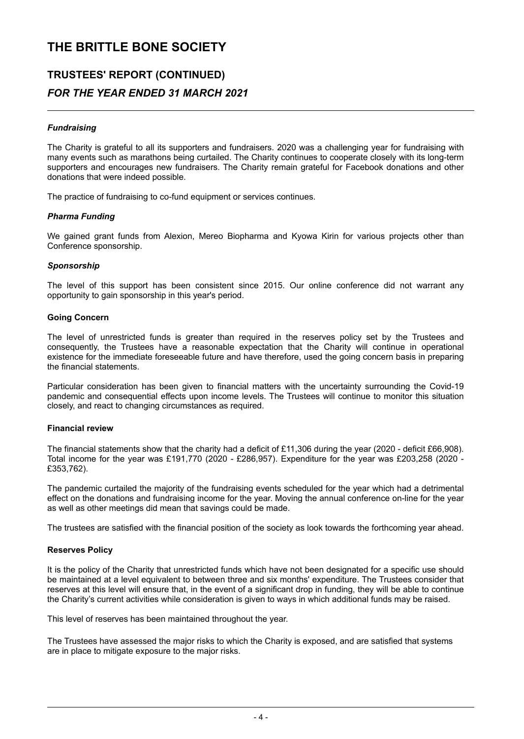# THE BRITTLE BONE SOCIETY

## TRUSTEES' REPORT (CONTINUED)

### *FOR THE YEAR ENDED 31 MARCH 2021*

***Fundraising***

The Charity is grateful to all its supporters and fundraisers. 2020 was a challenging year for fundraising with many events such as marathons being curtailed. The Charity continues to cooperate closely with its long-term supporters and encourages new fundraisers. The Charity remain grateful for Facebook donations and other donations that were indeed possible.

The practice of fundraising to co-fund equipment or services continues.

***Pharma Funding***

We gained grant funds from Alexion, Mereo Biopharma and Kyowa Kirin for various projects other than Conference sponsorship.

***Sponsorship***

The level of this support has been consistent since 2015. Our online conference did not warrant any opportunity to gain sponsorship in this year's period.

**Going Concern**

The level of unrestricted funds is greater than required in the reserves policy set by the Trustees and consequently, the Trustees have a reasonable expectation that the Charity will continue in operational existence for the immediate foreseeable future and have therefore, used the going concern basis in preparing the financial statements.

Particular consideration has been given to financial matters with the uncertainty surrounding the Covid-19 pandemic and consequential effects upon income levels. The Trustees will continue to monitor this situation closely, and react to changing circumstances as required.

**Financial review**

The financial statements show that the charity had a deficit of £11,306 during the year (2020 - deficit £66,908). Total income for the year was £191,770 (2020 - £286,957). Expenditure for the year was £203,258 (2020 - £353,762).

The pandemic curtailed the majority of the fundraising events scheduled for the year which had a detrimental effect on the donations and fundraising income for the year. Moving the annual conference on-line for the year as well as other meetings did mean that savings could be made.

The trustees are satisfied with the financial position of the society as look towards the forthcoming year ahead.

**Reserves Policy**

It is the policy of the Charity that unrestricted funds which have not been designated for a specific use should be maintained at a level equivalent to between three and six months' expenditure. The Trustees consider that reserves at this level will ensure that, in the event of a significant drop in funding, they will be able to continue the Charity's current activities while consideration is given to ways in which additional funds may be raised.

This level of reserves has been maintained throughout the year.

The Trustees have assessed the major risks to which the Charity is exposed, and are satisfied that systems are in place to mitigate exposure to the major risks.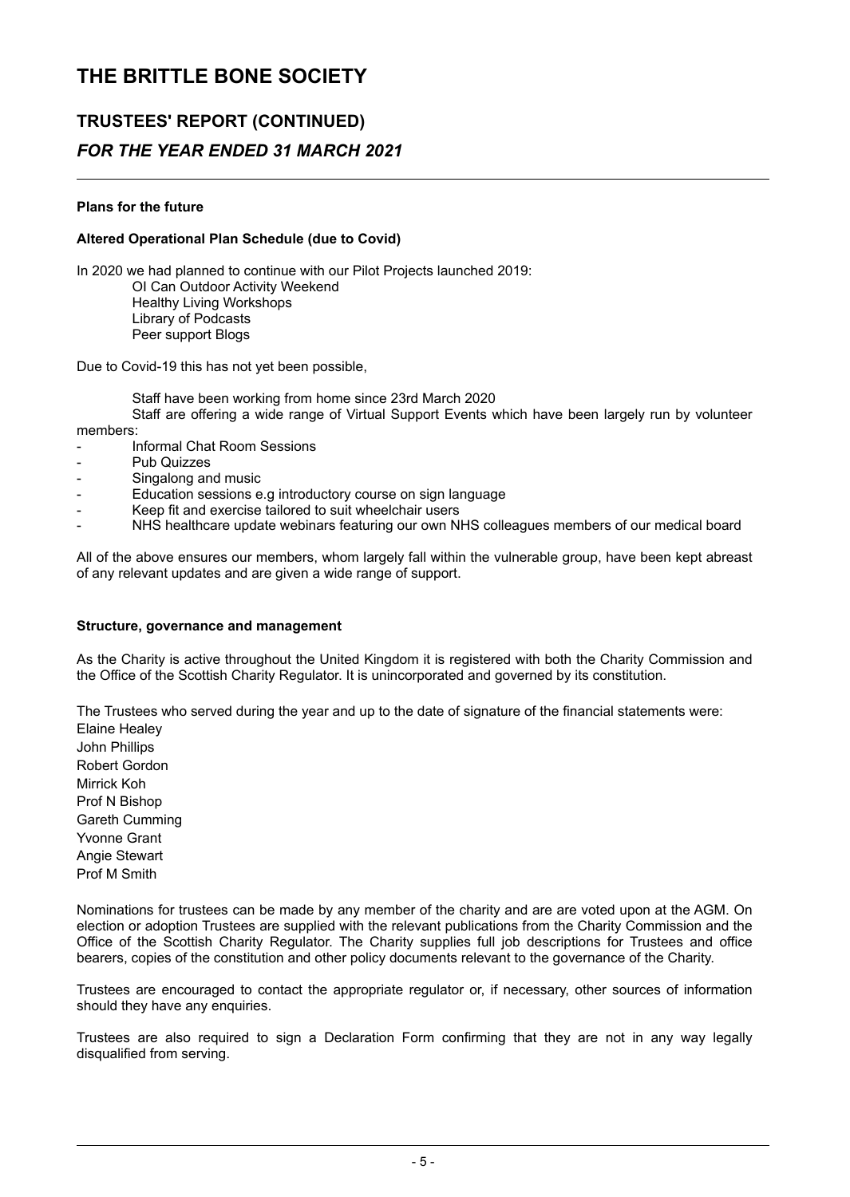# THE BRITTLE BONE SOCIETY

## TRUSTEES' REPORT (CONTINUED)

### *FOR THE YEAR ENDED 31 MARCH 2021*

**Plans for the future**

**Altered Operational Plan Schedule (due to Covid)**

In 2020 we had planned to continue with our Pilot Projects launched 2019:

OI Can Outdoor Activity Weekend
Healthy Living Workshops
Library of Podcasts
Peer support Blogs

Due to Covid-19 this has not yet been possible,

Staff have been working from home since 23rd March 2020

Staff are offering a wide range of Virtual Support Events which have been largely run by volunteer members:

- Informal Chat Room Sessions
- Pub Quizzes
- Singalong and music
- Education sessions e.g introductory course on sign language
- Keep fit and exercise tailored to suit wheelchair users
- NHS healthcare update webinars featuring our own NHS colleagues members of our medical board

All of the above ensures our members, whom largely fall within the vulnerable group, have been kept abreast of any relevant updates and are given a wide range of support.

**Structure, governance and management**

As the Charity is active throughout the United Kingdom it is registered with both the Charity Commission and the Office of the Scottish Charity Regulator. It is unincorporated and governed by its constitution.

The Trustees who served during the year and up to the date of signature of the financial statements were:

Elaine Healey
John Phillips
Robert Gordon
Mirrick Koh
Prof N Bishop
Gareth Cumming
Yvonne Grant
Angie Stewart
Prof M Smith

Nominations for trustees can be made by any member of the charity and are are voted upon at the AGM. On election or adoption Trustees are supplied with the relevant publications from the Charity Commission and the Office of the Scottish Charity Regulator. The Charity supplies full job descriptions for Trustees and office bearers, copies of the constitution and other policy documents relevant to the governance of the Charity.

Trustees are encouraged to contact the appropriate regulator or, if necessary, other sources of information should they have any enquiries.

Trustees are also required to sign a Declaration Form confirming that they are not in any way legally disqualified from serving.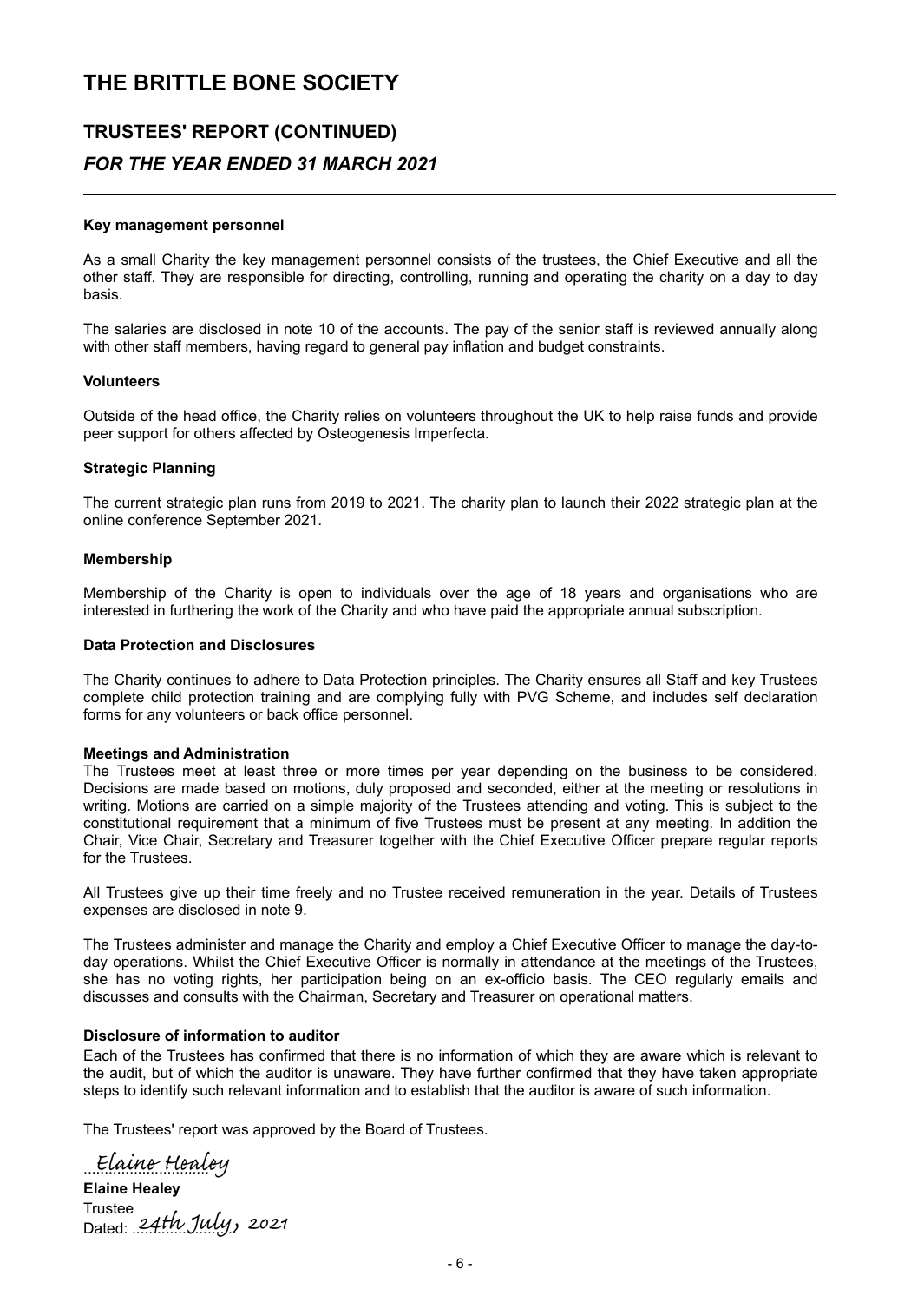# THE BRITTLE BONE SOCIETY

## TRUSTEES' REPORT (CONTINUED)

### *FOR THE YEAR ENDED 31 MARCH 2021*

**Key management personnel**

As a small Charity the key management personnel consists of the trustees, the Chief Executive and all the other staff. They are responsible for directing, controlling, running and operating the charity on a day to day basis.

The salaries are disclosed in note 10 of the accounts. The pay of the senior staff is reviewed annually along with other staff members, having regard to general pay inflation and budget constraints.

**Volunteers**

Outside of the head office, the Charity relies on volunteers throughout the UK to help raise funds and provide peer support for others affected by Osteogenesis Imperfecta.

**Strategic Planning**

The current strategic plan runs from 2019 to 2021. The charity plan to launch their 2022 strategic plan at the online conference September 2021.

**Membership**

Membership of the Charity is open to individuals over the age of 18 years and organisations who are interested in furthering the work of the Charity and who have paid the appropriate annual subscription.

**Data Protection and Disclosures**

The Charity continues to adhere to Data Protection principles. The Charity ensures all Staff and key Trustees complete child protection training and are complying fully with PVG Scheme, and includes self declaration forms for any volunteers or back office personnel.

**Meetings and Administration**

The Trustees meet at least three or more times per year depending on the business to be considered. Decisions are made based on motions, duly proposed and seconded, either at the meeting or resolutions in writing. Motions are carried on a simple majority of the Trustees attending and voting. This is subject to the constitutional requirement that a minimum of five Trustees must be present at any meeting. In addition the Chair, Vice Chair, Secretary and Treasurer together with the Chief Executive Officer prepare regular reports for the Trustees.

All Trustees give up their time freely and no Trustee received remuneration in the year. Details of Trustees expenses are disclosed in note 9.

The Trustees administer and manage the Charity and employ a Chief Executive Officer to manage the day-to-day operations. Whilst the Chief Executive Officer is normally in attendance at the meetings of the Trustees, she has no voting rights, her participation being on an ex-officio basis. The CEO regularly emails and discusses and consults with the Chairman, Secretary and Treasurer on operational matters.

**Disclosure of information to auditor**

Each of the Trustees has confirmed that there is no information of which they are aware which is relevant to the audit, but of which the auditor is unaware. They have further confirmed that they have taken appropriate steps to identify such relevant information and to establish that the auditor is aware of such information.

The Trustees' report was approved by the Board of Trustees.

Elaine Healey

**Elaine Healey**
Trustee
Dated: 24th July, 2021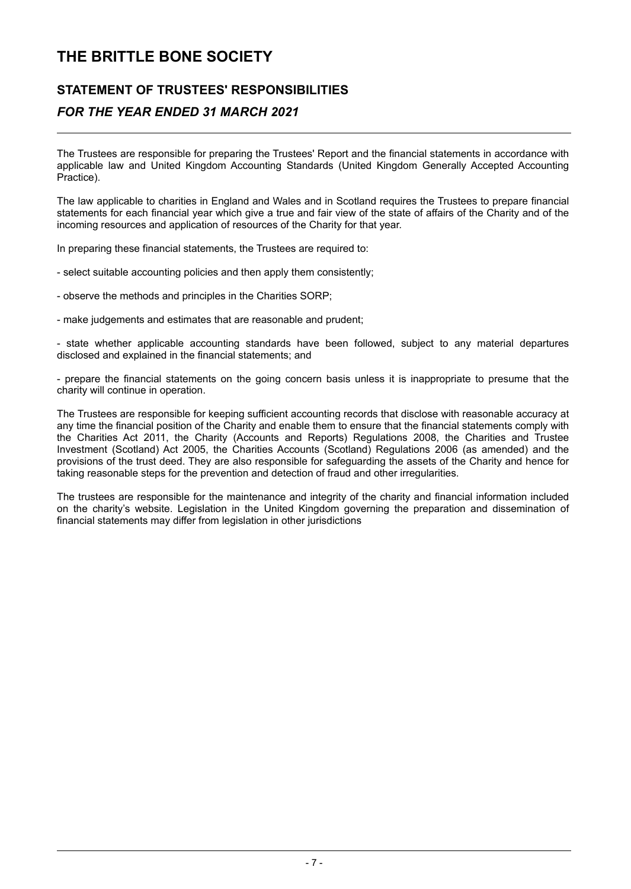# THE BRITTLE BONE SOCIETY

## STATEMENT OF TRUSTEES' RESPONSIBILITIES

### *FOR THE YEAR ENDED 31 MARCH 2021*

The Trustees are responsible for preparing the Trustees' Report and the financial statements in accordance with applicable law and United Kingdom Accounting Standards (United Kingdom Generally Accepted Accounting Practice).

The law applicable to charities in England and Wales and in Scotland requires the Trustees to prepare financial statements for each financial year which give a true and fair view of the state of affairs of the Charity and of the incoming resources and application of resources of the Charity for that year.

In preparing these financial statements, the Trustees are required to:

- select suitable accounting policies and then apply them consistently;

- observe the methods and principles in the Charities SORP;

- make judgements and estimates that are reasonable and prudent;

- state whether applicable accounting standards have been followed, subject to any material departures disclosed and explained in the financial statements; and

- prepare the financial statements on the going concern basis unless it is inappropriate to presume that the charity will continue in operation.

The Trustees are responsible for keeping sufficient accounting records that disclose with reasonable accuracy at any time the financial position of the Charity and enable them to ensure that the financial statements comply with the Charities Act 2011, the Charity (Accounts and Reports) Regulations 2008, the Charities and Trustee Investment (Scotland) Act 2005, the Charities Accounts (Scotland) Regulations 2006 (as amended) and the provisions of the trust deed. They are also responsible for safeguarding the assets of the Charity and hence for taking reasonable steps for the prevention and detection of fraud and other irregularities.

The trustees are responsible for the maintenance and integrity of the charity and financial information included on the charity's website. Legislation in the United Kingdom governing the preparation and dissemination of financial statements may differ from legislation in other jurisdictions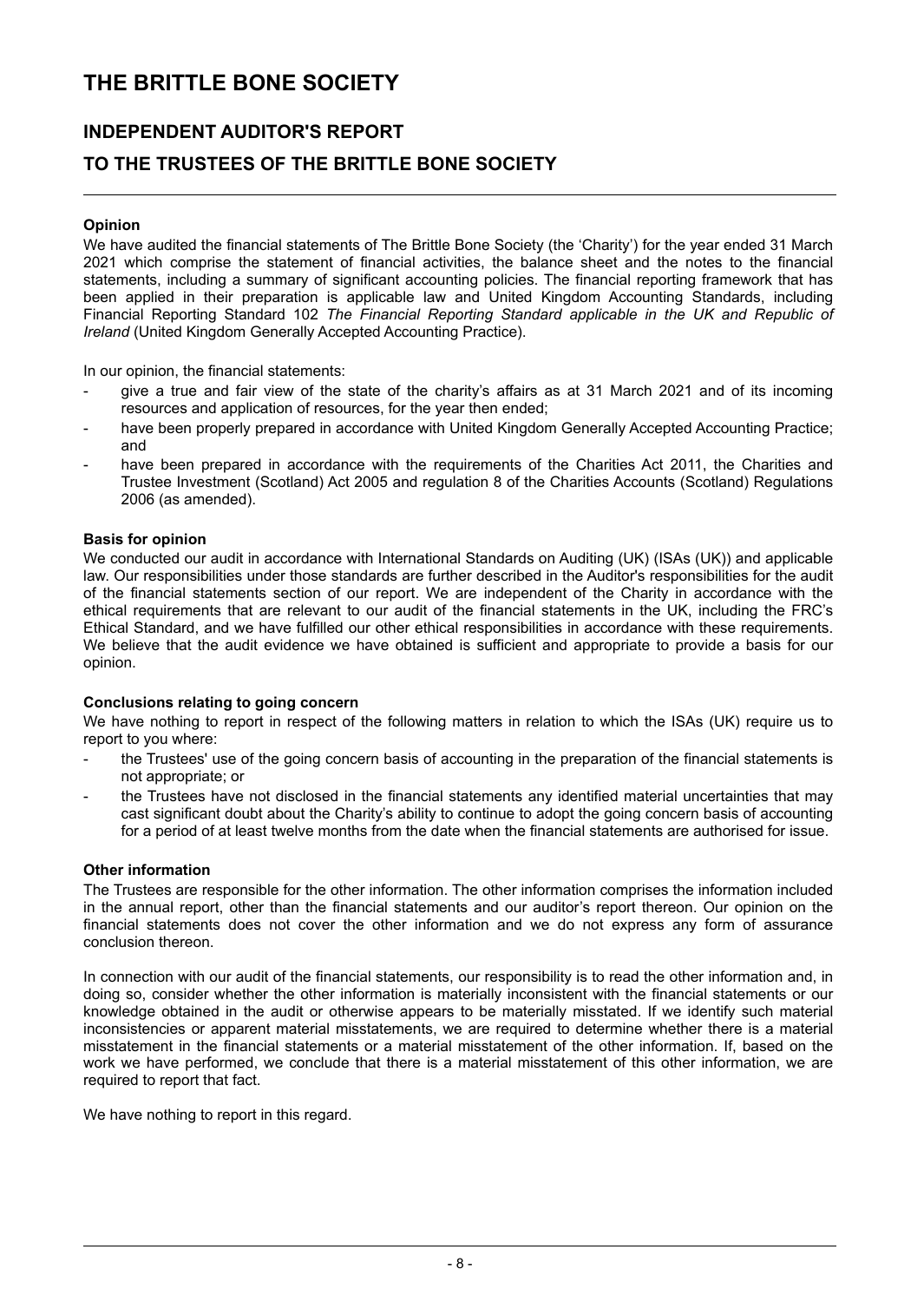# THE BRITTLE BONE SOCIETY

## INDEPENDENT AUDITOR'S REPORT

## TO THE TRUSTEES OF THE BRITTLE BONE SOCIETY

**Opinion**

We have audited the financial statements of The Brittle Bone Society (the 'Charity') for the year ended 31 March 2021 which comprise the statement of financial activities, the balance sheet and the notes to the financial statements, including a summary of significant accounting policies. The financial reporting framework that has been applied in their preparation is applicable law and United Kingdom Accounting Standards, including Financial Reporting Standard 102 *The Financial Reporting Standard applicable in the UK and Republic of Ireland* (United Kingdom Generally Accepted Accounting Practice).

In our opinion, the financial statements:

- give a true and fair view of the state of the charity's affairs as at 31 March 2021 and of its incoming resources and application of resources, for the year then ended;
- have been properly prepared in accordance with United Kingdom Generally Accepted Accounting Practice; and
- have been prepared in accordance with the requirements of the Charities Act 2011, the Charities and Trustee Investment (Scotland) Act 2005 and regulation 8 of the Charities Accounts (Scotland) Regulations 2006 (as amended).

**Basis for opinion**

We conducted our audit in accordance with International Standards on Auditing (UK) (ISAs (UK)) and applicable law. Our responsibilities under those standards are further described in the Auditor's responsibilities for the audit of the financial statements section of our report. We are independent of the Charity in accordance with the ethical requirements that are relevant to our audit of the financial statements in the UK, including the FRC's Ethical Standard, and we have fulfilled our other ethical responsibilities in accordance with these requirements. We believe that the audit evidence we have obtained is sufficient and appropriate to provide a basis for our opinion.

**Conclusions relating to going concern**

We have nothing to report in respect of the following matters in relation to which the ISAs (UK) require us to report to you where:

- the Trustees' use of the going concern basis of accounting in the preparation of the financial statements is not appropriate; or
- the Trustees have not disclosed in the financial statements any identified material uncertainties that may cast significant doubt about the Charity's ability to continue to adopt the going concern basis of accounting for a period of at least twelve months from the date when the financial statements are authorised for issue.

**Other information**

The Trustees are responsible for the other information. The other information comprises the information included in the annual report, other than the financial statements and our auditor's report thereon. Our opinion on the financial statements does not cover the other information and we do not express any form of assurance conclusion thereon.

In connection with our audit of the financial statements, our responsibility is to read the other information and, in doing so, consider whether the other information is materially inconsistent with the financial statements or our knowledge obtained in the audit or otherwise appears to be materially misstated. If we identify such material inconsistencies or apparent material misstatements, we are required to determine whether there is a material misstatement in the financial statements or a material misstatement of the other information. If, based on the work we have performed, we conclude that there is a material misstatement of this other information, we are required to report that fact.

We have nothing to report in this regard.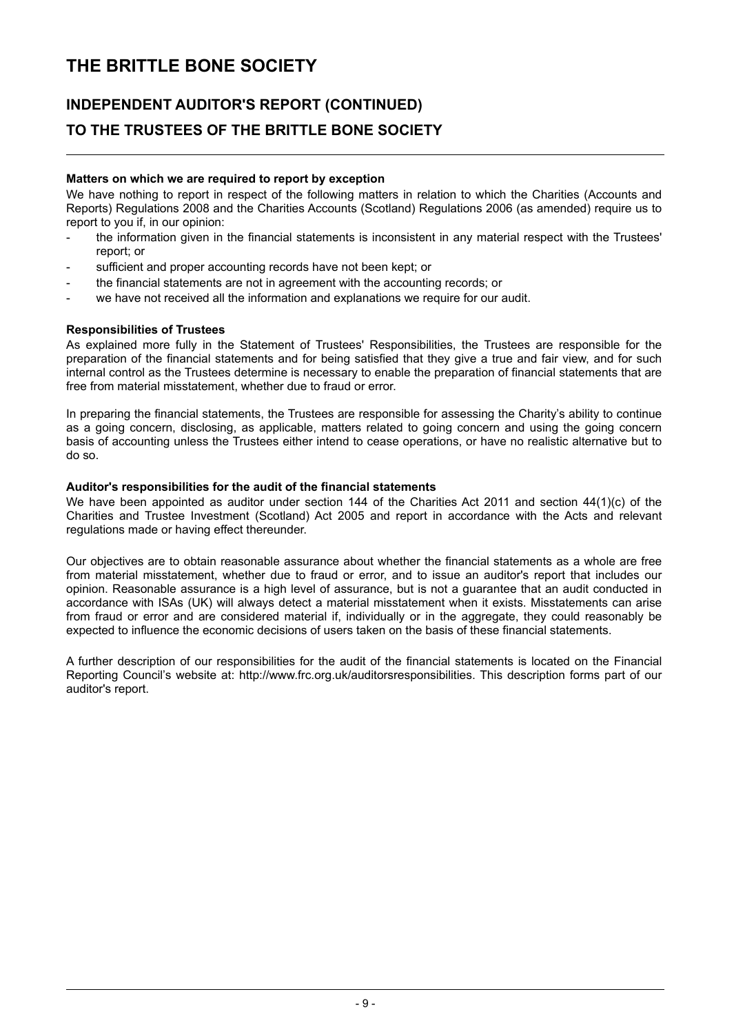# THE BRITTLE BONE SOCIETY

## INDEPENDENT AUDITOR'S REPORT (CONTINUED)

## TO THE TRUSTEES OF THE BRITTLE BONE SOCIETY

**Matters on which we are required to report by exception**

We have nothing to report in respect of the following matters in relation to which the Charities (Accounts and Reports) Regulations 2008 and the Charities Accounts (Scotland) Regulations 2006 (as amended) require us to report to you if, in our opinion:

- the information given in the financial statements is inconsistent in any material respect with the Trustees' report; or
- sufficient and proper accounting records have not been kept; or
- the financial statements are not in agreement with the accounting records; or
- we have not received all the information and explanations we require for our audit.

**Responsibilities of Trustees**

As explained more fully in the Statement of Trustees' Responsibilities, the Trustees are responsible for the preparation of the financial statements and for being satisfied that they give a true and fair view, and for such internal control as the Trustees determine is necessary to enable the preparation of financial statements that are free from material misstatement, whether due to fraud or error.

In preparing the financial statements, the Trustees are responsible for assessing the Charity's ability to continue as a going concern, disclosing, as applicable, matters related to going concern and using the going concern basis of accounting unless the Trustees either intend to cease operations, or have no realistic alternative but to do so.

**Auditor's responsibilities for the audit of the financial statements**

We have been appointed as auditor under section 144 of the Charities Act 2011 and section 44(1)(c) of the Charities and Trustee Investment (Scotland) Act 2005 and report in accordance with the Acts and relevant regulations made or having effect thereunder.

Our objectives are to obtain reasonable assurance about whether the financial statements as a whole are free from material misstatement, whether due to fraud or error, and to issue an auditor's report that includes our opinion. Reasonable assurance is a high level of assurance, but is not a guarantee that an audit conducted in accordance with ISAs (UK) will always detect a material misstatement when it exists. Misstatements can arise from fraud or error and are considered material if, individually or in the aggregate, they could reasonably be expected to influence the economic decisions of users taken on the basis of these financial statements.

A further description of our responsibilities for the audit of the financial statements is located on the Financial Reporting Council's website at: http://www.frc.org.uk/auditorsresponsibilities. This description forms part of our auditor's report.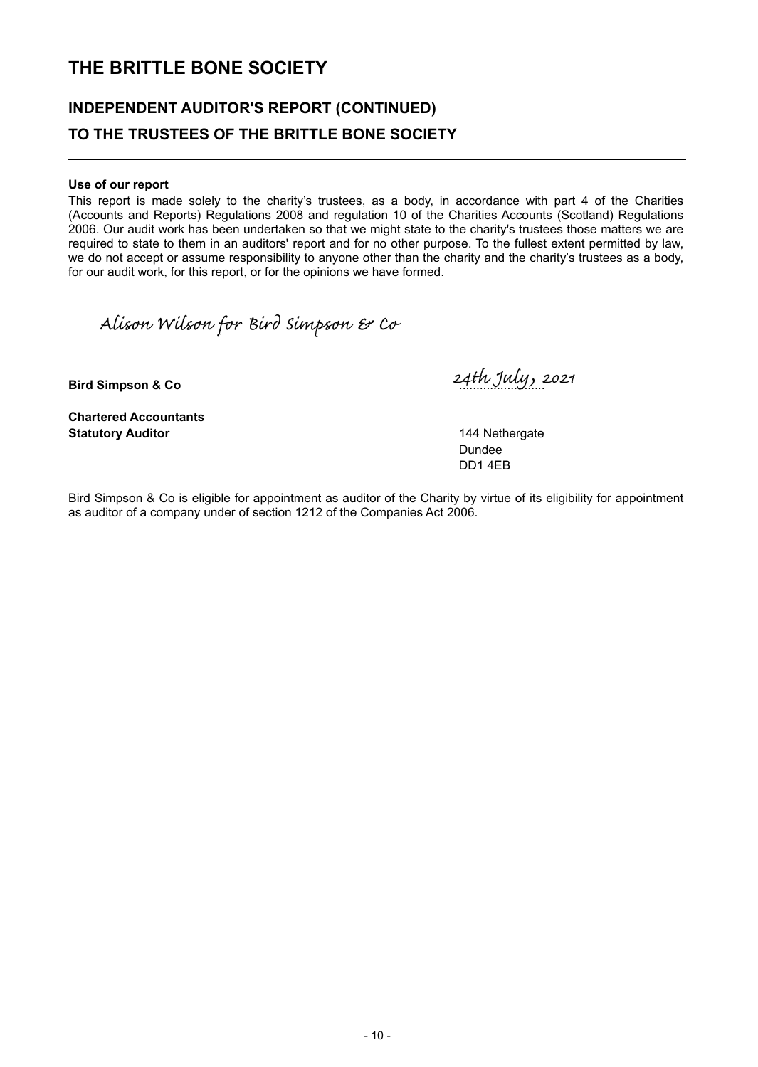# THE BRITTLE BONE SOCIETY

## INDEPENDENT AUDITOR'S REPORT (CONTINUED)

## TO THE TRUSTEES OF THE BRITTLE BONE SOCIETY

**Use of our report**

This report is made solely to the charity's trustees, as a body, in accordance with part 4 of the Charities (Accounts and Reports) Regulations 2008 and regulation 10 of the Charities Accounts (Scotland) Regulations 2006. Our audit work has been undertaken so that we might state to the charity's trustees those matters we are required to state to them in an auditors' report and for no other purpose. To the fullest extent permitted by law, we do not accept or assume responsibility to anyone other than the charity and the charity's trustees as a body, for our audit work, for this report, or for the opinions we have formed.

*Alison Wilson for Bird Simpson & Co*

**Bird Simpson & Co** — *24th July, 2021*

**Chartered Accountants**
**Statutory Auditor**

144 Nethergate
Dundee
DD1 4EB

Bird Simpson & Co is eligible for appointment as auditor of the Charity by virtue of its eligibility for appointment as auditor of a company under of section 1212 of the Companies Act 2006.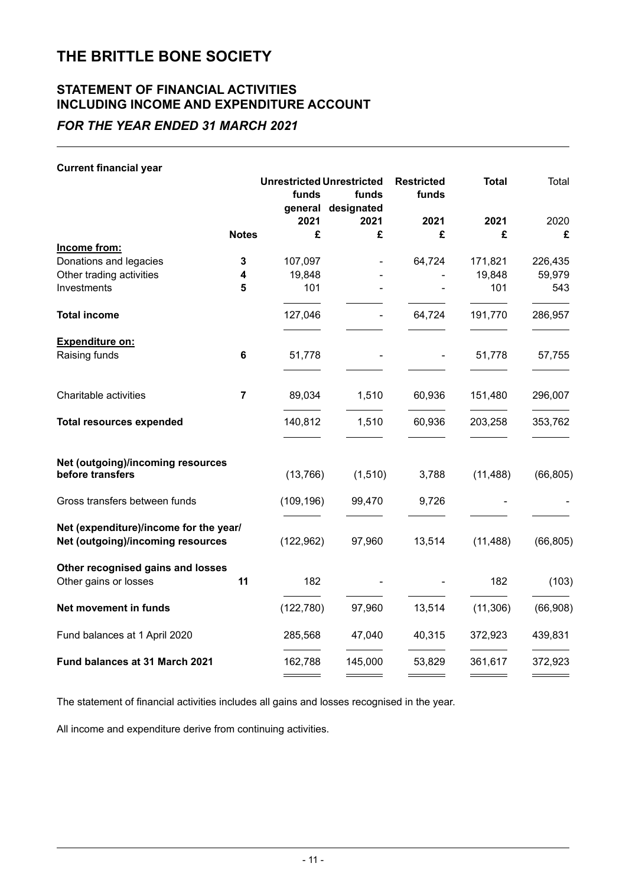# THE BRITTLE BONE SOCIETY

## STATEMENT OF FINANCIAL ACTIVITIES INCLUDING INCOME AND EXPENDITURE ACCOUNT

### *FOR THE YEAR ENDED 31 MARCH 2021*

**Current financial year**

| | | **Unrestricted funds general** | **Unrestricted funds designated** | **Restricted funds** | **Total** | Total |
|---|---|---|---|---|---|---|
| | | **2021** | **2021** | **2021** | **2021** | 2020 |
| | **Notes** | **£** | **£** | **£** | **£** | **£** |
| **Income from:** | | | | | | |
| Donations and legacies | **3** | 107,097 | - | 64,724 | 171,821 | 226,435 |
| Other trading activities | **4** | 19,848 | - | - | 19,848 | 59,979 |
| Investments | **5** | 101 | - | - | 101 | 543 |
| **Total income** | | 127,046 | - | 64,724 | 191,770 | 286,957 |
| **Expenditure on:** | | | | | | |
| Raising funds | **6** | 51,778 | - | - | 51,778 | 57,755 |
| Charitable activities | **7** | 89,034 | 1,510 | 60,936 | 151,480 | 296,007 |
| **Total resources expended** | | 140,812 | 1,510 | 60,936 | 203,258 | 353,762 |
| **Net (outgoing)/incoming resources before transfers** | | (13,766) | (1,510) | 3,788 | (11,488) | (66,805) |
| Gross transfers between funds | | (109,196) | 99,470 | 9,726 | - | - |
| **Net (expenditure)/income for the year/ Net (outgoing)/incoming resources** | | (122,962) | 97,960 | 13,514 | (11,488) | (66,805) |
| **Other recognised gains and losses** | | | | | | |
| Other gains or losses | **11** | 182 | - | - | 182 | (103) |
| **Net movement in funds** | | (122,780) | 97,960 | 13,514 | (11,306) | (66,908) |
| Fund balances at 1 April 2020 | | 285,568 | 47,040 | 40,315 | 372,923 | 439,831 |
| **Fund balances at 31 March 2021** | | 162,788 | 145,000 | 53,829 | 361,617 | 372,923 |

The statement of financial activities includes all gains and losses recognised in the year.

All income and expenditure derive from continuing activities.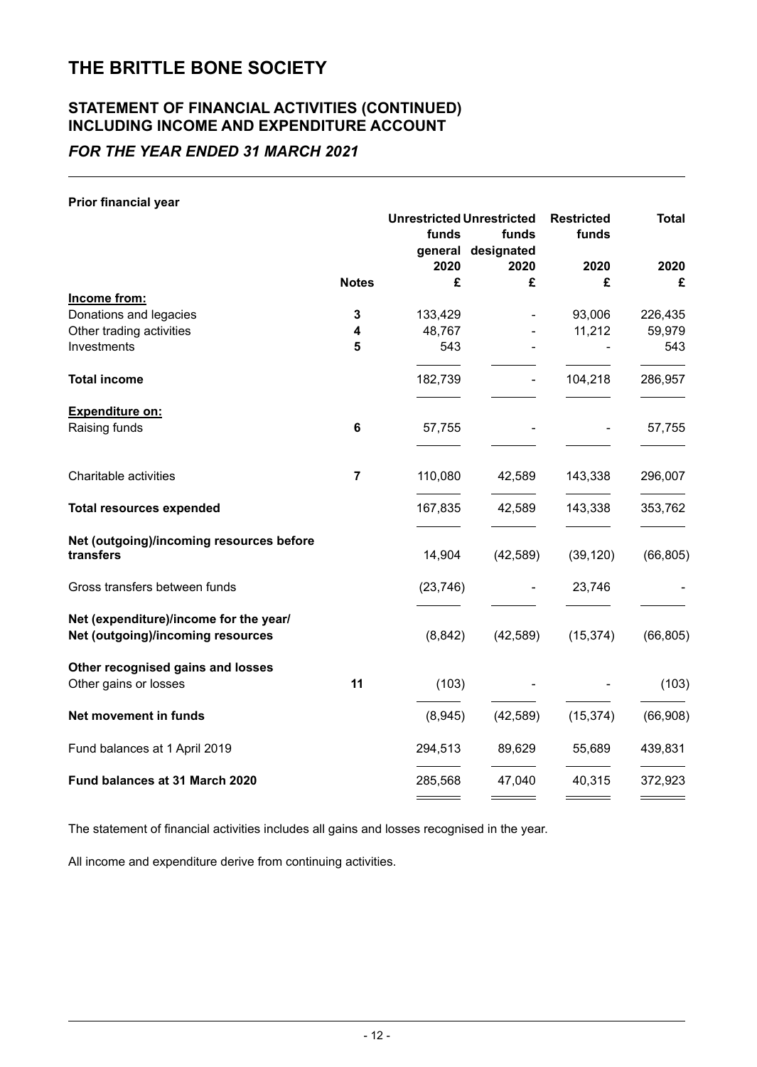# THE BRITTLE BONE SOCIETY

## STATEMENT OF FINANCIAL ACTIVITIES (CONTINUED) INCLUDING INCOME AND EXPENDITURE ACCOUNT

### *FOR THE YEAR ENDED 31 MARCH 2021*

**Prior financial year**

| | | Unrestricted funds general | Unrestricted funds designated | Restricted funds | Total |
|---|---|---|---|---|---|
| | | 2020 | 2020 | 2020 | 2020 |
| | **Notes** | £ | £ | £ | £ |
| **Income from:** | | | | | |
| Donations and legacies | 3 | 133,429 | - | 93,006 | 226,435 |
| Other trading activities | 4 | 48,767 | - | 11,212 | 59,979 |
| Investments | 5 | 543 | - | - | 543 |
| **Total income** | | 182,739 | - | 104,218 | 286,957 |
| **Expenditure on:** | | | | | |
| Raising funds | 6 | 57,755 | - | - | 57,755 |
| Charitable activities | 7 | 110,080 | 42,589 | 143,338 | 296,007 |
| **Total resources expended** | | 167,835 | 42,589 | 143,338 | 353,762 |
| **Net (outgoing)/incoming resources before transfers** | | 14,904 | (42,589) | (39,120) | (66,805) |
| Gross transfers between funds | | (23,746) | - | 23,746 | - |
| **Net (expenditure)/income for the year/ Net (outgoing)/incoming resources** | | (8,842) | (42,589) | (15,374) | (66,805) |
| **Other recognised gains and losses** | | | | | |
| Other gains or losses | 11 | (103) | - | - | (103) |
| **Net movement in funds** | | (8,945) | (42,589) | (15,374) | (66,908) |
| Fund balances at 1 April 2019 | | 294,513 | 89,629 | 55,689 | 439,831 |
| **Fund balances at 31 March 2020** | | 285,568 | 47,040 | 40,315 | 372,923 |

The statement of financial activities includes all gains and losses recognised in the year.

All income and expenditure derive from continuing activities.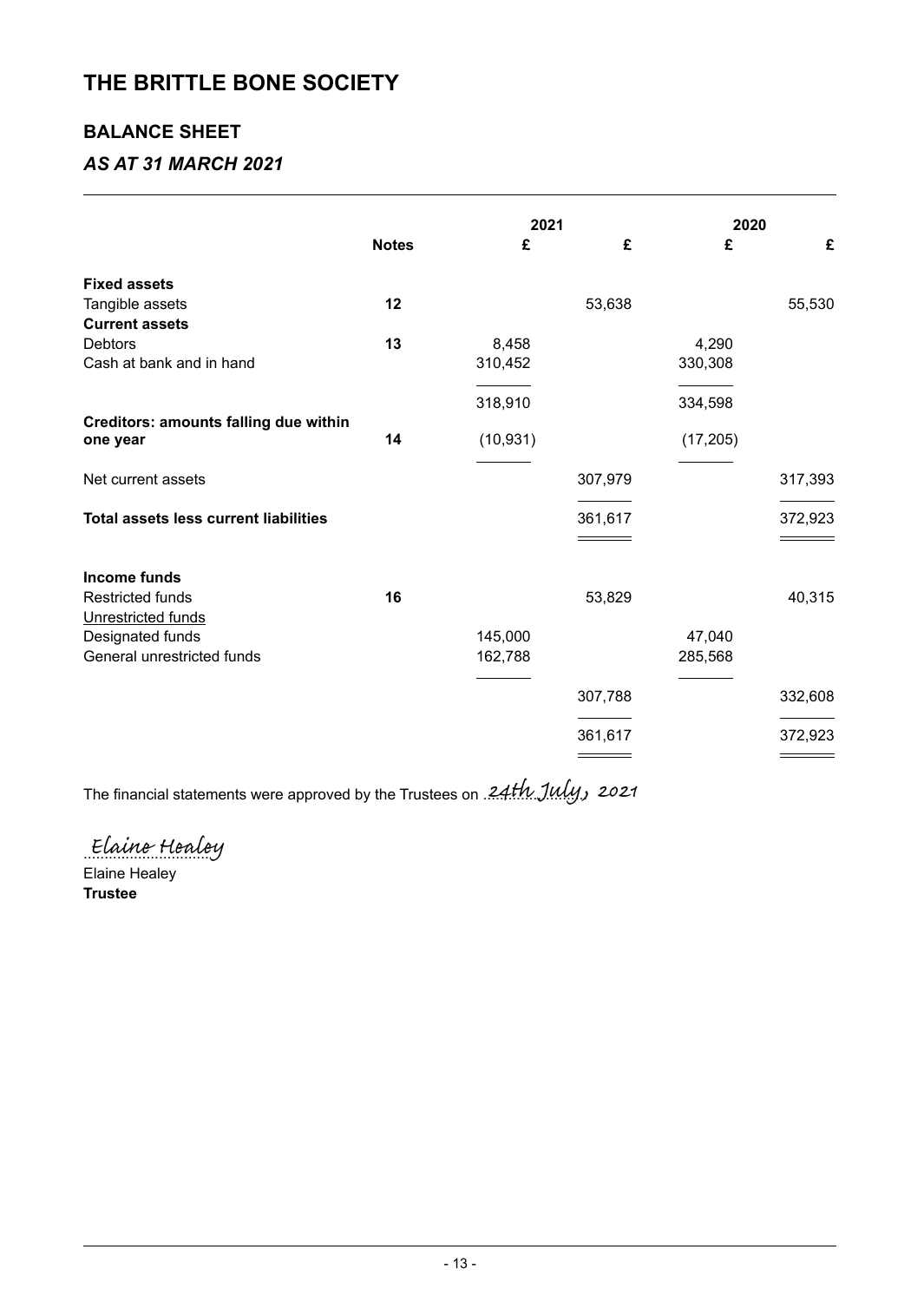# THE BRITTLE BONE SOCIETY

## BALANCE SHEET

### *AS AT 31 MARCH 2021*

| | Notes | 2021 £ | 2021 £ | 2020 £ | 2020 £ |
|---|---|---|---|---|---|
| **Fixed assets** | | | | | |
| Tangible assets | **12** | | 53,638 | | 55,530 |
| **Current assets** | | | | | |
| Debtors | **13** | 8,458 | | 4,290 | |
| Cash at bank and in hand | | 310,452 | | 330,308 | |
| | | 318,910 | | 334,598 | |
| **Creditors: amounts falling due within one year** | **14** | (10,931) | | (17,205) | |
| Net current assets | | | 307,979 | | 317,393 |
| **Total assets less current liabilities** | | | 361,617 | | 372,923 |
| **Income funds** | | | | | |
| Restricted funds | **16** | | 53,829 | | 40,315 |
| Unrestricted funds | | | | | |
| Designated funds | | 145,000 | | 47,040 | |
| General unrestricted funds | | 162,788 | | 285,568 | |
| | | | 307,788 | | 332,608 |
| | | | 361,617 | | 372,923 |

The financial statements were approved by the Trustees on 24th July, 2021

Elaine Healey

Elaine Healey
**Trustee**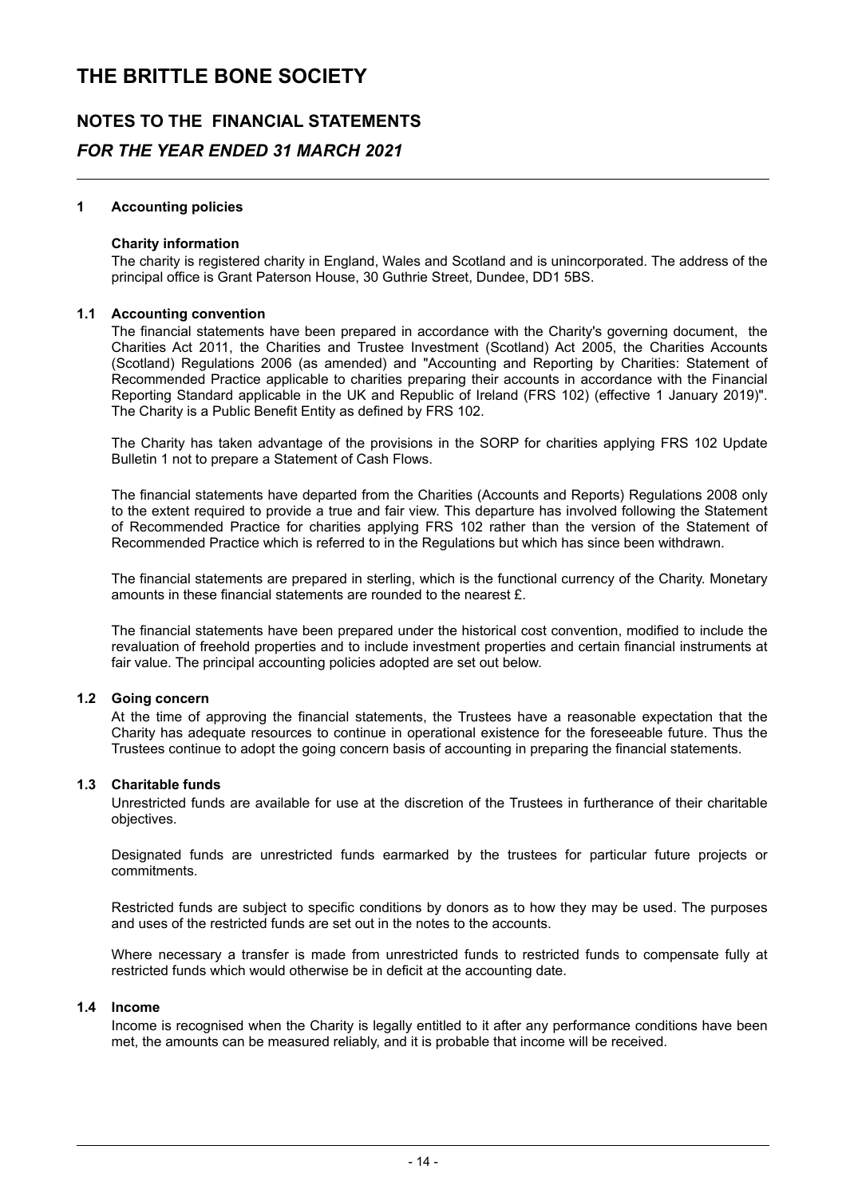# THE BRITTLE BONE SOCIETY

## NOTES TO THE FINANCIAL STATEMENTS

## *FOR THE YEAR ENDED 31 MARCH 2021*

### 1 Accounting policies

**Charity information**

The charity is registered charity in England, Wales and Scotland and is unincorporated. The address of the principal office is Grant Paterson House, 30 Guthrie Street, Dundee, DD1 5BS.

### 1.1 Accounting convention

The financial statements have been prepared in accordance with the Charity's governing document, the Charities Act 2011, the Charities and Trustee Investment (Scotland) Act 2005, the Charities Accounts (Scotland) Regulations 2006 (as amended) and "Accounting and Reporting by Charities: Statement of Recommended Practice applicable to charities preparing their accounts in accordance with the Financial Reporting Standard applicable in the UK and Republic of Ireland (FRS 102) (effective 1 January 2019)". The Charity is a Public Benefit Entity as defined by FRS 102.

The Charity has taken advantage of the provisions in the SORP for charities applying FRS 102 Update Bulletin 1 not to prepare a Statement of Cash Flows.

The financial statements have departed from the Charities (Accounts and Reports) Regulations 2008 only to the extent required to provide a true and fair view. This departure has involved following the Statement of Recommended Practice for charities applying FRS 102 rather than the version of the Statement of Recommended Practice which is referred to in the Regulations but which has since been withdrawn.

The financial statements are prepared in sterling, which is the functional currency of the Charity. Monetary amounts in these financial statements are rounded to the nearest £.

The financial statements have been prepared under the historical cost convention, modified to include the revaluation of freehold properties and to include investment properties and certain financial instruments at fair value. The principal accounting policies adopted are set out below.

### 1.2 Going concern

At the time of approving the financial statements, the Trustees have a reasonable expectation that the Charity has adequate resources to continue in operational existence for the foreseeable future. Thus the Trustees continue to adopt the going concern basis of accounting in preparing the financial statements.

### 1.3 Charitable funds

Unrestricted funds are available for use at the discretion of the Trustees in furtherance of their charitable objectives.

Designated funds are unrestricted funds earmarked by the trustees for particular future projects or commitments.

Restricted funds are subject to specific conditions by donors as to how they may be used. The purposes and uses of the restricted funds are set out in the notes to the accounts.

Where necessary a transfer is made from unrestricted funds to restricted funds to compensate fully at restricted funds which would otherwise be in deficit at the accounting date.

### 1.4 Income

Income is recognised when the Charity is legally entitled to it after any performance conditions have been met, the amounts can be measured reliably, and it is probable that income will be received.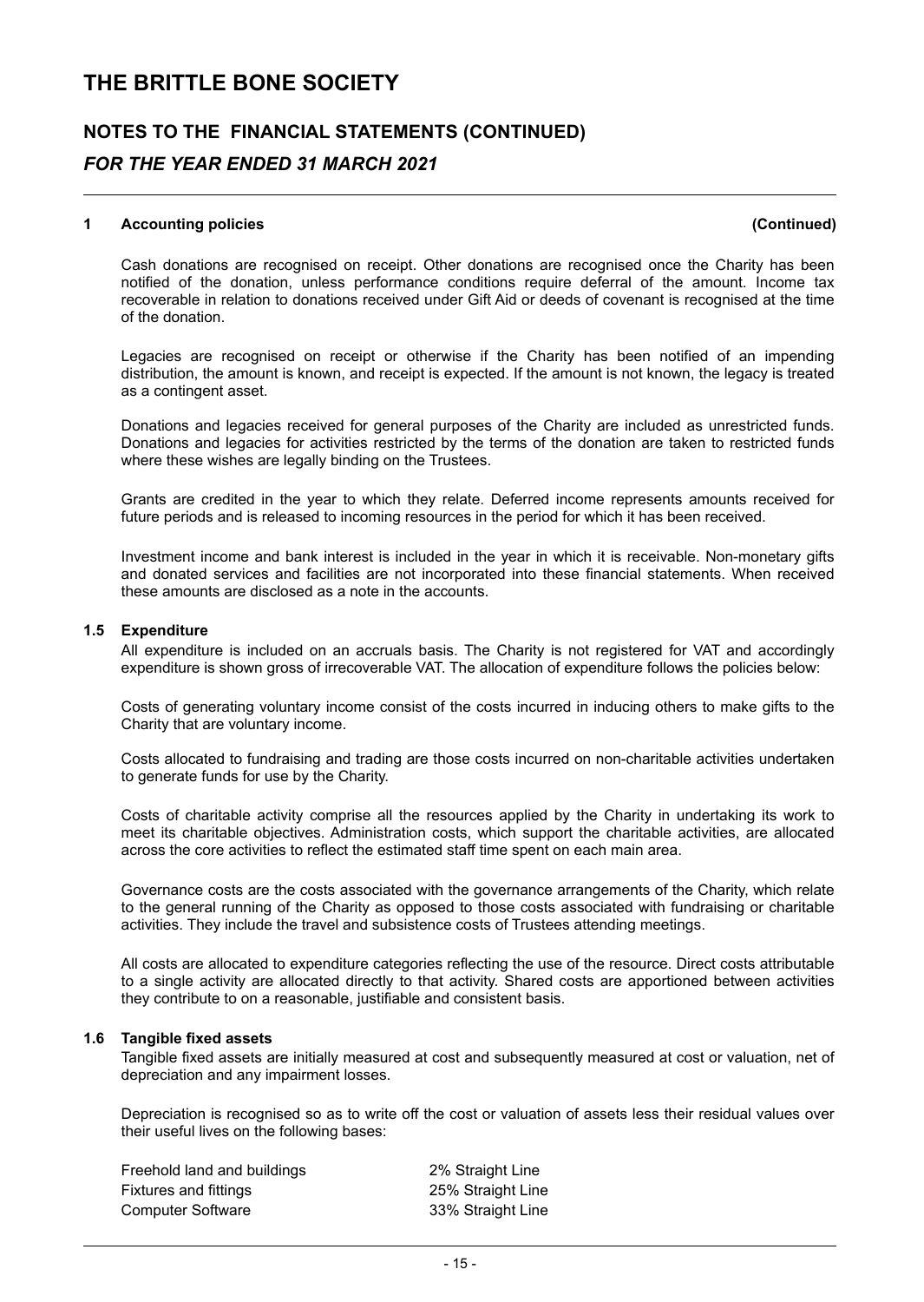# THE BRITTLE BONE SOCIETY

## NOTES TO THE FINANCIAL STATEMENTS (CONTINUED)

## *FOR THE YEAR ENDED 31 MARCH 2021*

### 1 Accounting policies (Continued)

Cash donations are recognised on receipt. Other donations are recognised once the Charity has been notified of the donation, unless performance conditions require deferral of the amount. Income tax recoverable in relation to donations received under Gift Aid or deeds of covenant is recognised at the time of the donation.

Legacies are recognised on receipt or otherwise if the Charity has been notified of an impending distribution, the amount is known, and receipt is expected. If the amount is not known, the legacy is treated as a contingent asset.

Donations and legacies received for general purposes of the Charity are included as unrestricted funds. Donations and legacies for activities restricted by the terms of the donation are taken to restricted funds where these wishes are legally binding on the Trustees.

Grants are credited in the year to which they relate. Deferred income represents amounts received for future periods and is released to incoming resources in the period for which it has been received.

Investment income and bank interest is included in the year in which it is receivable. Non-monetary gifts and donated services and facilities are not incorporated into these financial statements. When received these amounts are disclosed as a note in the accounts.

### 1.5 Expenditure

All expenditure is included on an accruals basis. The Charity is not registered for VAT and accordingly expenditure is shown gross of irrecoverable VAT. The allocation of expenditure follows the policies below:

Costs of generating voluntary income consist of the costs incurred in inducing others to make gifts to the Charity that are voluntary income.

Costs allocated to fundraising and trading are those costs incurred on non-charitable activities undertaken to generate funds for use by the Charity.

Costs of charitable activity comprise all the resources applied by the Charity in undertaking its work to meet its charitable objectives. Administration costs, which support the charitable activities, are allocated across the core activities to reflect the estimated staff time spent on each main area.

Governance costs are the costs associated with the governance arrangements of the Charity, which relate to the general running of the Charity as opposed to those costs associated with fundraising or charitable activities. They include the travel and subsistence costs of Trustees attending meetings.

All costs are allocated to expenditure categories reflecting the use of the resource. Direct costs attributable to a single activity are allocated directly to that activity. Shared costs are apportioned between activities they contribute to on a reasonable, justifiable and consistent basis.

### 1.6 Tangible fixed assets

Tangible fixed assets are initially measured at cost and subsequently measured at cost or valuation, net of depreciation and any impairment losses.

Depreciation is recognised so as to write off the cost or valuation of assets less their residual values over their useful lives on the following bases:

| | |
|---|---|
| Freehold land and buildings | 2% Straight Line |
| Fixtures and fittings | 25% Straight Line |
| Computer Software | 33% Straight Line |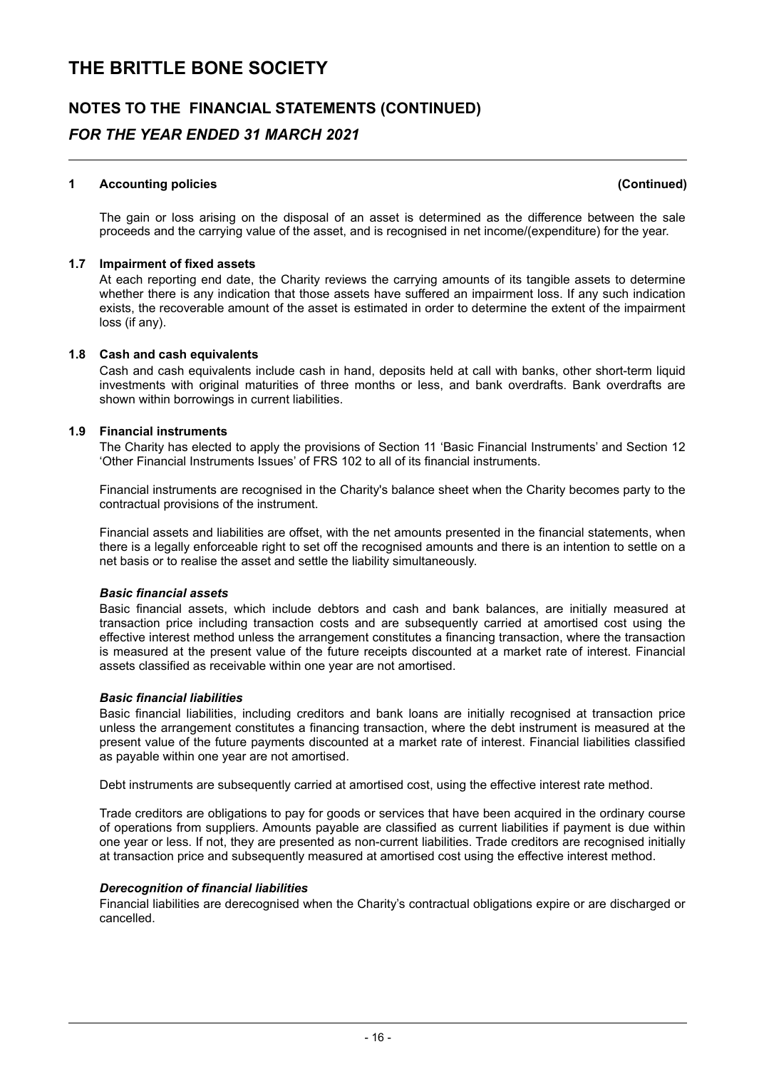# THE BRITTLE BONE SOCIETY

## NOTES TO THE FINANCIAL STATEMENTS (CONTINUED)

## *FOR THE YEAR ENDED 31 MARCH 2021*

**1 Accounting policies (Continued)**

The gain or loss arising on the disposal of an asset is determined as the difference between the sale proceeds and the carrying value of the asset, and is recognised in net income/(expenditure) for the year.

**1.7 Impairment of fixed assets**

At each reporting end date, the Charity reviews the carrying amounts of its tangible assets to determine whether there is any indication that those assets have suffered an impairment loss. If any such indication exists, the recoverable amount of the asset is estimated in order to determine the extent of the impairment loss (if any).

**1.8 Cash and cash equivalents**

Cash and cash equivalents include cash in hand, deposits held at call with banks, other short-term liquid investments with original maturities of three months or less, and bank overdrafts. Bank overdrafts are shown within borrowings in current liabilities.

**1.9 Financial instruments**

The Charity has elected to apply the provisions of Section 11 'Basic Financial Instruments' and Section 12 'Other Financial Instruments Issues' of FRS 102 to all of its financial instruments.

Financial instruments are recognised in the Charity's balance sheet when the Charity becomes party to the contractual provisions of the instrument.

Financial assets and liabilities are offset, with the net amounts presented in the financial statements, when there is a legally enforceable right to set off the recognised amounts and there is an intention to settle on a net basis or to realise the asset and settle the liability simultaneously.

***Basic financial assets***

Basic financial assets, which include debtors and cash and bank balances, are initially measured at transaction price including transaction costs and are subsequently carried at amortised cost using the effective interest method unless the arrangement constitutes a financing transaction, where the transaction is measured at the present value of the future receipts discounted at a market rate of interest. Financial assets classified as receivable within one year are not amortised.

***Basic financial liabilities***

Basic financial liabilities, including creditors and bank loans are initially recognised at transaction price unless the arrangement constitutes a financing transaction, where the debt instrument is measured at the present value of the future payments discounted at a market rate of interest. Financial liabilities classified as payable within one year are not amortised.

Debt instruments are subsequently carried at amortised cost, using the effective interest rate method.

Trade creditors are obligations to pay for goods or services that have been acquired in the ordinary course of operations from suppliers. Amounts payable are classified as current liabilities if payment is due within one year or less. If not, they are presented as non-current liabilities. Trade creditors are recognised initially at transaction price and subsequently measured at amortised cost using the effective interest method.

***Derecognition of financial liabilities***

Financial liabilities are derecognised when the Charity's contractual obligations expire or are discharged or cancelled.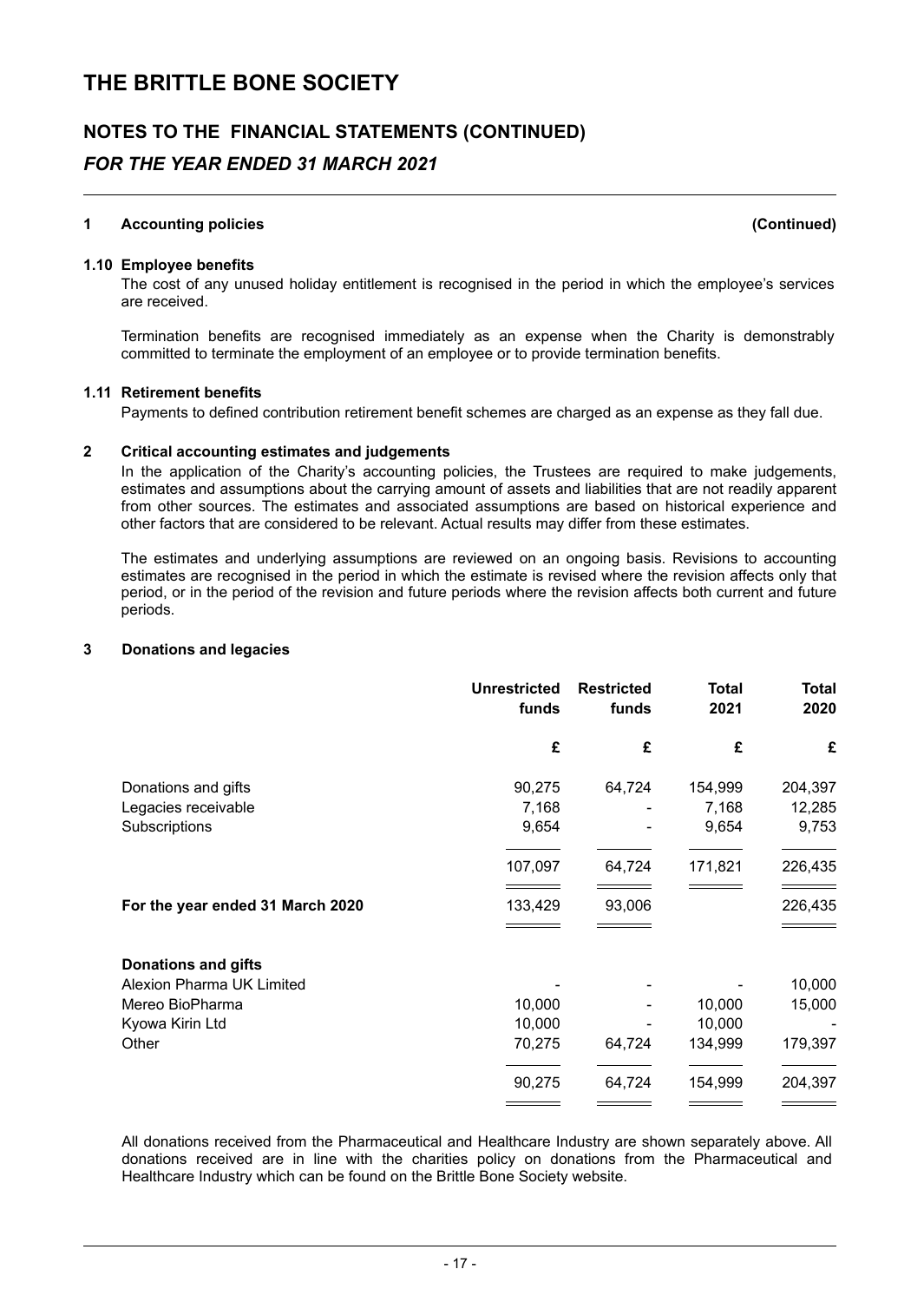# THE BRITTLE BONE SOCIETY

## NOTES TO THE FINANCIAL STATEMENTS (CONTINUED)

### *FOR THE YEAR ENDED 31 MARCH 2021*

**1 Accounting policies (Continued)**

**1.10 Employee benefits**

The cost of any unused holiday entitlement is recognised in the period in which the employee's services are received.

Termination benefits are recognised immediately as an expense when the Charity is demonstrably committed to terminate the employment of an employee or to provide termination benefits.

**1.11 Retirement benefits**

Payments to defined contribution retirement benefit schemes are charged as an expense as they fall due.

**2 Critical accounting estimates and judgements**

In the application of the Charity's accounting policies, the Trustees are required to make judgements, estimates and assumptions about the carrying amount of assets and liabilities that are not readily apparent from other sources. The estimates and associated assumptions are based on historical experience and other factors that are considered to be relevant. Actual results may differ from these estimates.

The estimates and underlying assumptions are reviewed on an ongoing basis. Revisions to accounting estimates are recognised in the period in which the estimate is revised where the revision affects only that period, or in the period of the revision and future periods where the revision affects both current and future periods.

**3 Donations and legacies**

| | Unrestricted funds | Restricted funds | Total 2021 | Total 2020 |
|---|---|---|---|---|
| | £ | £ | £ | £ |
| Donations and gifts | 90,275 | 64,724 | 154,999 | 204,397 |
| Legacies receivable | 7,168 | - | 7,168 | 12,285 |
| Subscriptions | 9,654 | - | 9,654 | 9,753 |
| | 107,097 | 64,724 | 171,821 | 226,435 |
| **For the year ended 31 March 2020** | 133,429 | 93,006 | | 226,435 |
| **Donations and gifts** | | | | |
| Alexion Pharma UK Limited | - | - | - | 10,000 |
| Mereo BioPharma | 10,000 | - | 10,000 | 15,000 |
| Kyowa Kirin Ltd | 10,000 | - | 10,000 | - |
| Other | 70,275 | 64,724 | 134,999 | 179,397 |
| | 90,275 | 64,724 | 154,999 | 204,397 |

All donations received from the Pharmaceutical and Healthcare Industry are shown separately above. All donations received are in line with the charities policy on donations from the Pharmaceutical and Healthcare Industry which can be found on the Brittle Bone Society website.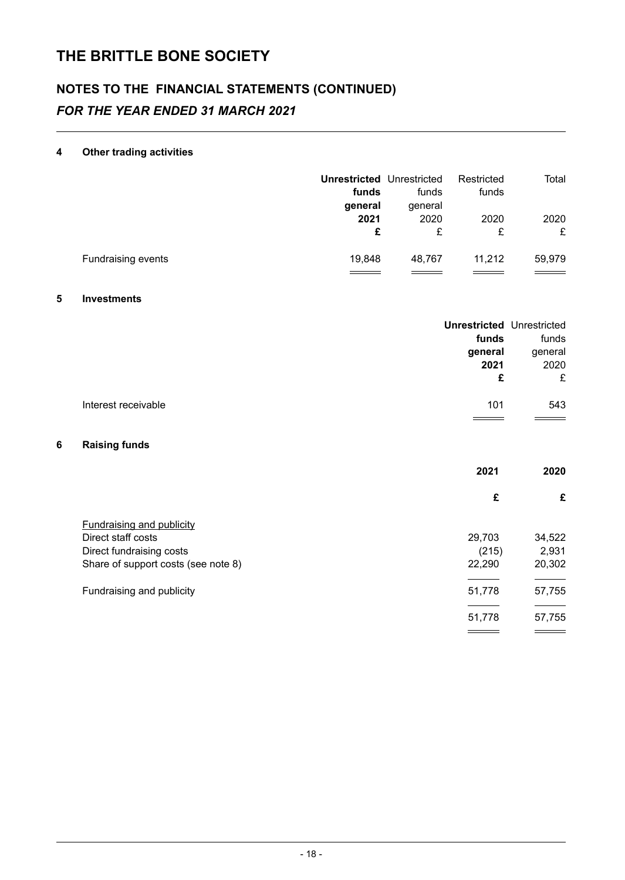# THE BRITTLE BONE SOCIETY

## NOTES TO THE FINANCIAL STATEMENTS (CONTINUED)

### *FOR THE YEAR ENDED 31 MARCH 2021*

#### 4 Other trading activities

| | **Unrestricted funds general 2021 £** | Unrestricted funds general 2020 £ | Restricted funds 2020 £ | Total 2020 £ |
|---|---|---|---|---|
| Fundraising events | 19,848 | 48,767 | 11,212 | 59,979 |

#### 5 Investments

| | **Unrestricted funds general 2021 £** | Unrestricted funds general 2020 £ |
|---|---|---|
| Interest receivable | 101 | 543 |

#### 6 Raising funds

| | **2021 £** | **2020 £** |
|---|---|---|
| Fundraising and publicity | | |
| Direct staff costs | 29,703 | 34,522 |
| Direct fundraising costs | (215) | 2,931 |
| Share of support costs (see note 8) | 22,290 | 20,302 |
| Fundraising and publicity | 51,778 | 57,755 |
| | 51,778 | 57,755 |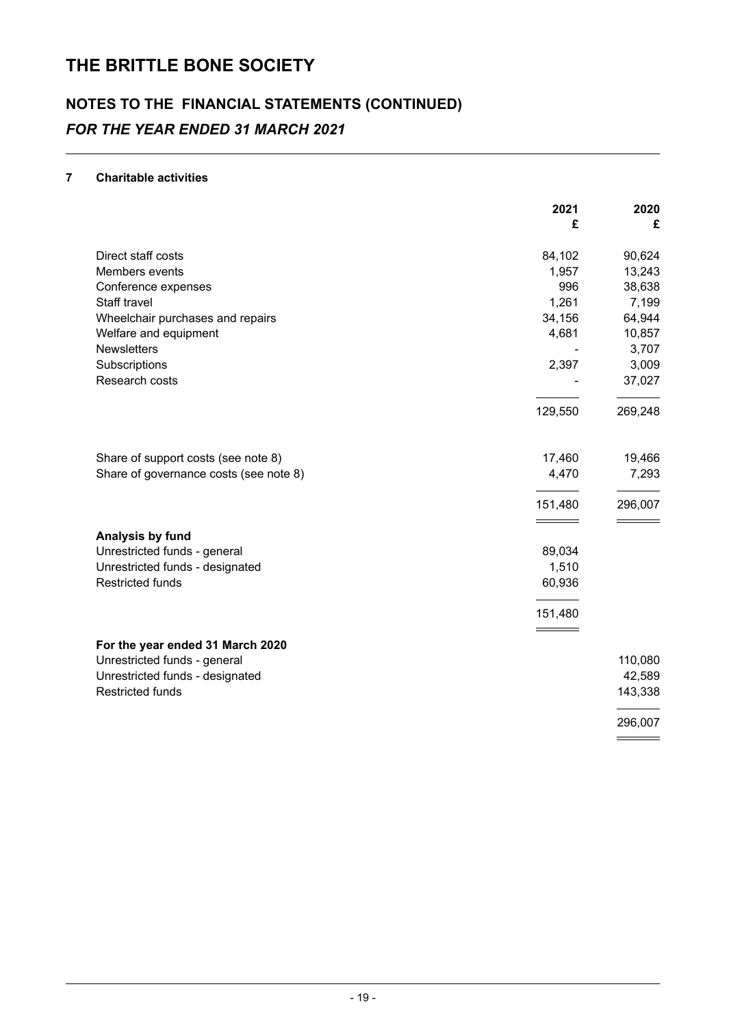# THE BRITTLE BONE SOCIETY

## NOTES TO THE FINANCIAL STATEMENTS (CONTINUED)

### *FOR THE YEAR ENDED 31 MARCH 2021*

**7 Charitable activities**

| | 2021 £ | 2020 £ |
|---|---|---|
| Direct staff costs | 84,102 | 90,624 |
| Members events | 1,957 | 13,243 |
| Conference expenses | 996 | 38,638 |
| Staff travel | 1,261 | 7,199 |
| Wheelchair purchases and repairs | 34,156 | 64,944 |
| Welfare and equipment | 4,681 | 10,857 |
| Newsletters | - | 3,707 |
| Subscriptions | 2,397 | 3,009 |
| Research costs | - | 37,027 |
| | 129,550 | 269,248 |
| Share of support costs (see note 8) | 17,460 | 19,466 |
| Share of governance costs (see note 8) | 4,470 | 7,293 |
| | 151,480 | 296,007 |
| **Analysis by fund** | | |
| Unrestricted funds - general | 89,034 | |
| Unrestricted funds - designated | 1,510 | |
| Restricted funds | 60,936 | |
| | 151,480 | |
| **For the year ended 31 March 2020** | | |
| Unrestricted funds - general | | 110,080 |
| Unrestricted funds - designated | | 42,589 |
| Restricted funds | | 143,338 |
| | | 296,007 |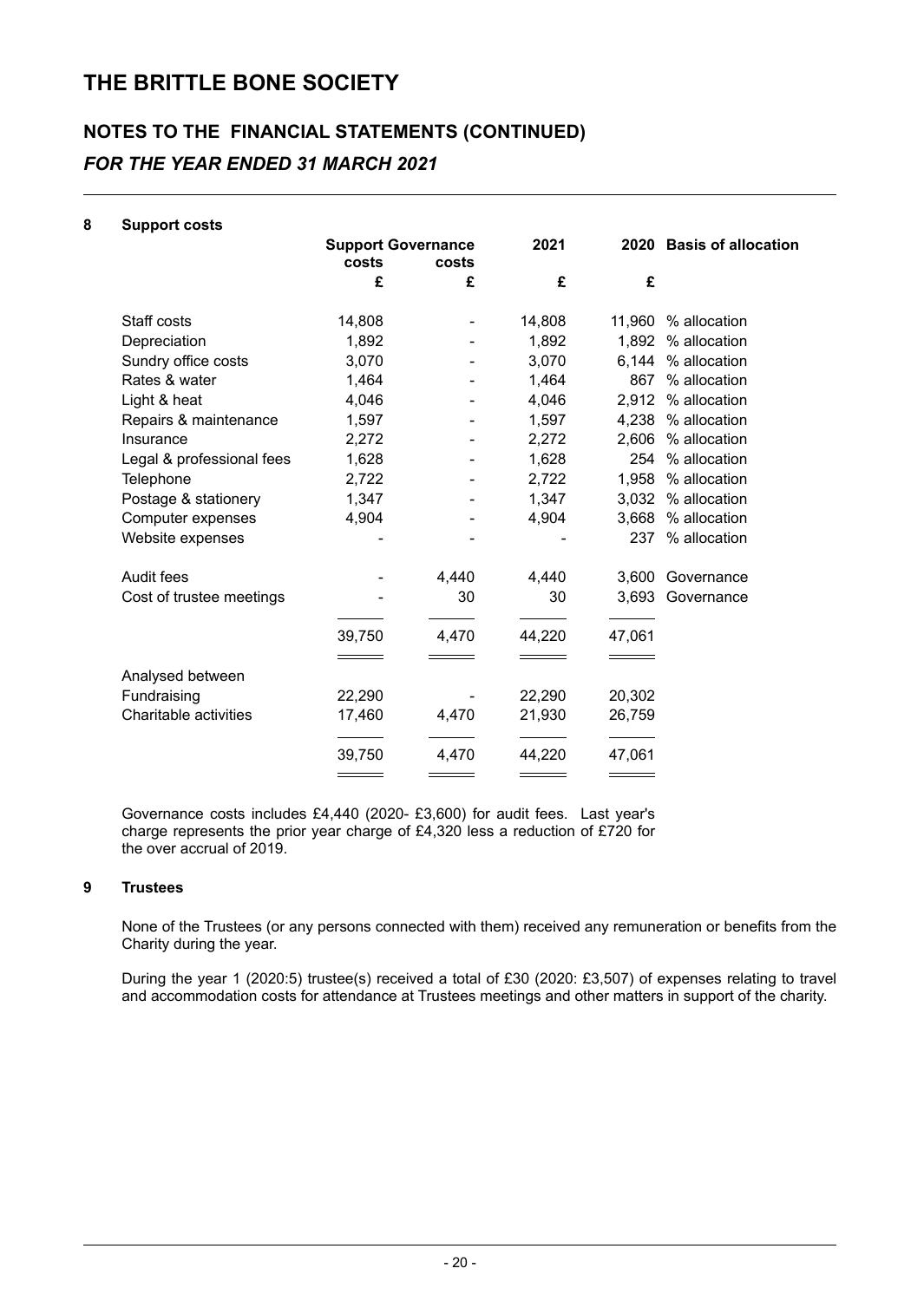# THE BRITTLE BONE SOCIETY

## NOTES TO THE FINANCIAL STATEMENTS (CONTINUED)

### *FOR THE YEAR ENDED 31 MARCH 2021*

**8 Support costs**

| | Support costs | Governance costs | 2021 | 2020 | Basis of allocation |
|---|---|---|---|---|---|
| | £ | £ | £ | £ | |
| Staff costs | 14,808 | - | 14,808 | 11,960 | % allocation |
| Depreciation | 1,892 | - | 1,892 | 1,892 | % allocation |
| Sundry office costs | 3,070 | - | 3,070 | 6,144 | % allocation |
| Rates & water | 1,464 | - | 1,464 | 867 | % allocation |
| Light & heat | 4,046 | - | 4,046 | 2,912 | % allocation |
| Repairs & maintenance | 1,597 | - | 1,597 | 4,238 | % allocation |
| Insurance | 2,272 | - | 2,272 | 2,606 | % allocation |
| Legal & professional fees | 1,628 | - | 1,628 | 254 | % allocation |
| Telephone | 2,722 | - | 2,722 | 1,958 | % allocation |
| Postage & stationery | 1,347 | - | 1,347 | 3,032 | % allocation |
| Computer expenses | 4,904 | - | 4,904 | 3,668 | % allocation |
| Website expenses | - | - | - | 237 | % allocation |
| Audit fees | - | 4,440 | 4,440 | 3,600 | Governance |
| Cost of trustee meetings | - | 30 | 30 | 3,693 | Governance |
| | 39,750 | 4,470 | 44,220 | 47,061 | |
| Analysed between | | | | | |
| Fundraising | 22,290 | - | 22,290 | 20,302 | |
| Charitable activities | 17,460 | 4,470 | 21,930 | 26,759 | |
| | 39,750 | 4,470 | 44,220 | 47,061 | |

Governance costs includes £4,440 (2020- £3,600) for audit fees. Last year's charge represents the prior year charge of £4,320 less a reduction of £720 for the over accrual of 2019.

**9 Trustees**

None of the Trustees (or any persons connected with them) received any remuneration or benefits from the Charity during the year.

During the year 1 (2020:5) trustee(s) received a total of £30 (2020: £3,507) of expenses relating to travel and accommodation costs for attendance at Trustees meetings and other matters in support of the charity.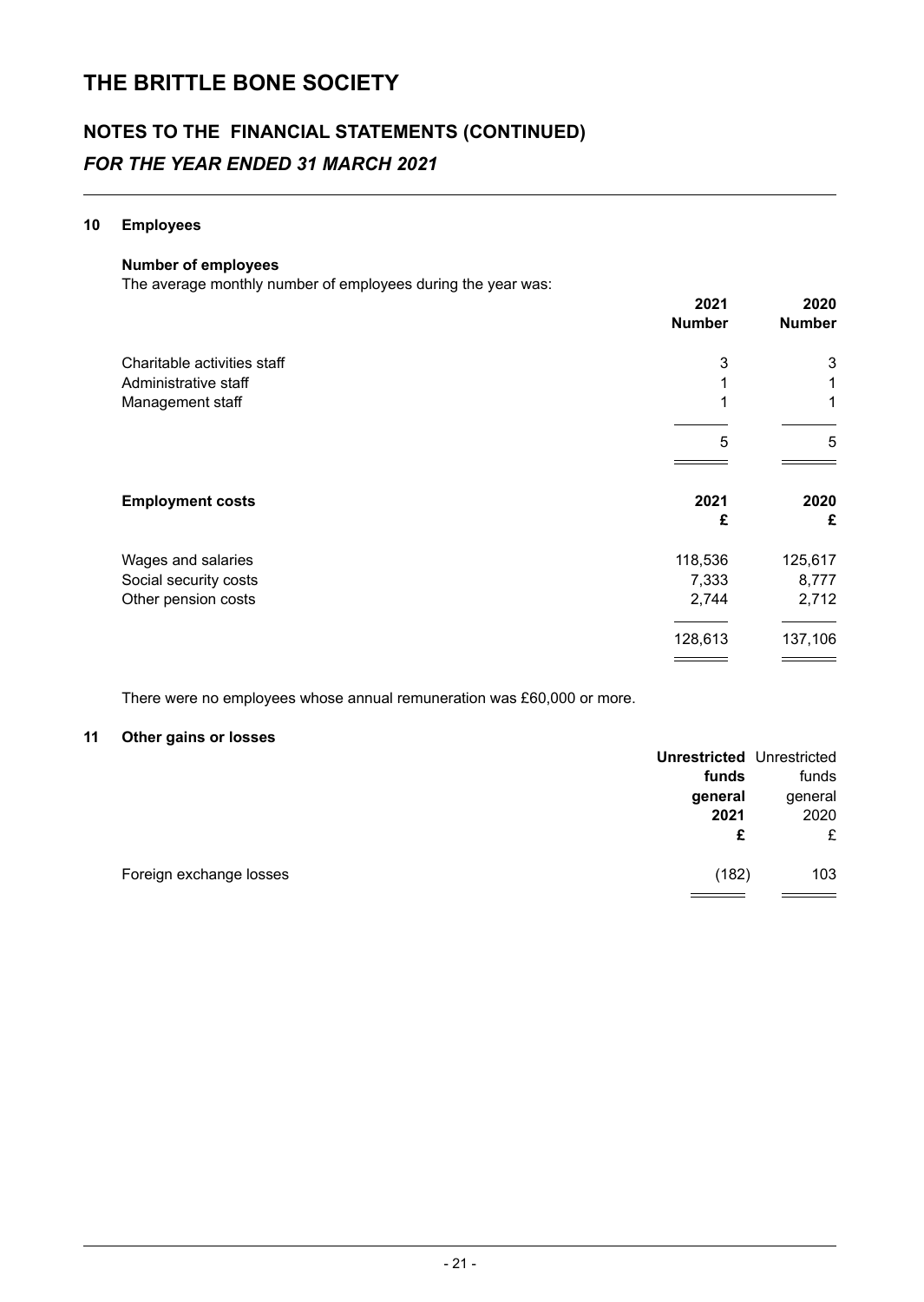# THE BRITTLE BONE SOCIETY

## NOTES TO THE FINANCIAL STATEMENTS (CONTINUED)

## *FOR THE YEAR ENDED 31 MARCH 2021*

### 10 Employees

**Number of employees**

The average monthly number of employees during the year was:

| | 2021 Number | 2020 Number |
|---|---|---|
| Charitable activities staff | 3 | 3 |
| Administrative staff | 1 | 1 |
| Management staff | 1 | 1 |
| | 5 | 5 |

| **Employment costs** | 2021 £ | 2020 £ |
|---|---|---|
| Wages and salaries | 118,536 | 125,617 |
| Social security costs | 7,333 | 8,777 |
| Other pension costs | 2,744 | 2,712 |
| | 128,613 | 137,106 |

There were no employees whose annual remuneration was £60,000 or more.

### 11 Other gains or losses

| | **Unrestricted funds general 2021 £** | Unrestricted funds general 2020 £ |
|---|---|---|
| Foreign exchange losses | (182) | 103 |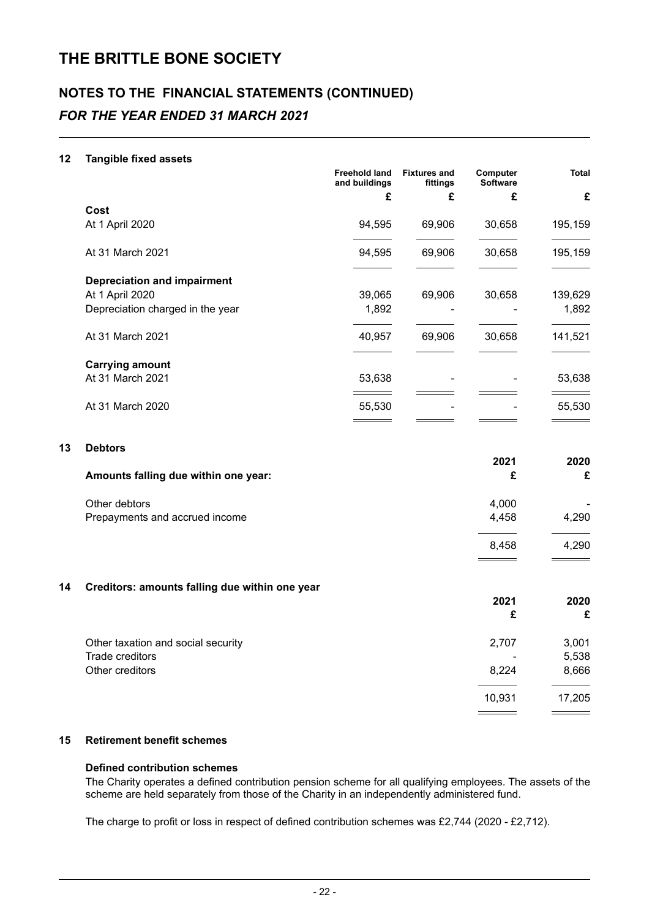# THE BRITTLE BONE SOCIETY

## NOTES TO THE FINANCIAL STATEMENTS (CONTINUED)

### *FOR THE YEAR ENDED 31 MARCH 2021*

**12 Tangible fixed assets**

| | Freehold land and buildings | Fixtures and fittings | Computer Software | Total |
|---|---|---|---|---|
| | £ | £ | £ | £ |
| **Cost** | | | | |
| At 1 April 2020 | 94,595 | 69,906 | 30,658 | 195,159 |
| At 31 March 2021 | 94,595 | 69,906 | 30,658 | 195,159 |
| **Depreciation and impairment** | | | | |
| At 1 April 2020 | 39,065 | 69,906 | 30,658 | 139,629 |
| Depreciation charged in the year | 1,892 | - | - | 1,892 |
| At 31 March 2021 | 40,957 | 69,906 | 30,658 | 141,521 |
| **Carrying amount** | | | | |
| At 31 March 2021 | 53,638 | - | - | 53,638 |
| At 31 March 2020 | 55,530 | - | - | 55,530 |

**13 Debtors**

| Amounts falling due within one year: | 2021 £ | 2020 £ |
|---|---|---|
| Other debtors | 4,000 | - |
| Prepayments and accrued income | 4,458 | 4,290 |
| | 8,458 | 4,290 |

**14 Creditors: amounts falling due within one year**

| | 2021 £ | 2020 £ |
|---|---|---|
| Other taxation and social security | 2,707 | 3,001 |
| Trade creditors | - | 5,538 |
| Other creditors | 8,224 | 8,666 |
| | 10,931 | 17,205 |

**15 Retirement benefit schemes**

**Defined contribution schemes**

The Charity operates a defined contribution pension scheme for all qualifying employees. The assets of the scheme are held separately from those of the Charity in an independently administered fund.

The charge to profit or loss in respect of defined contribution schemes was £2,744 (2020 - £2,712).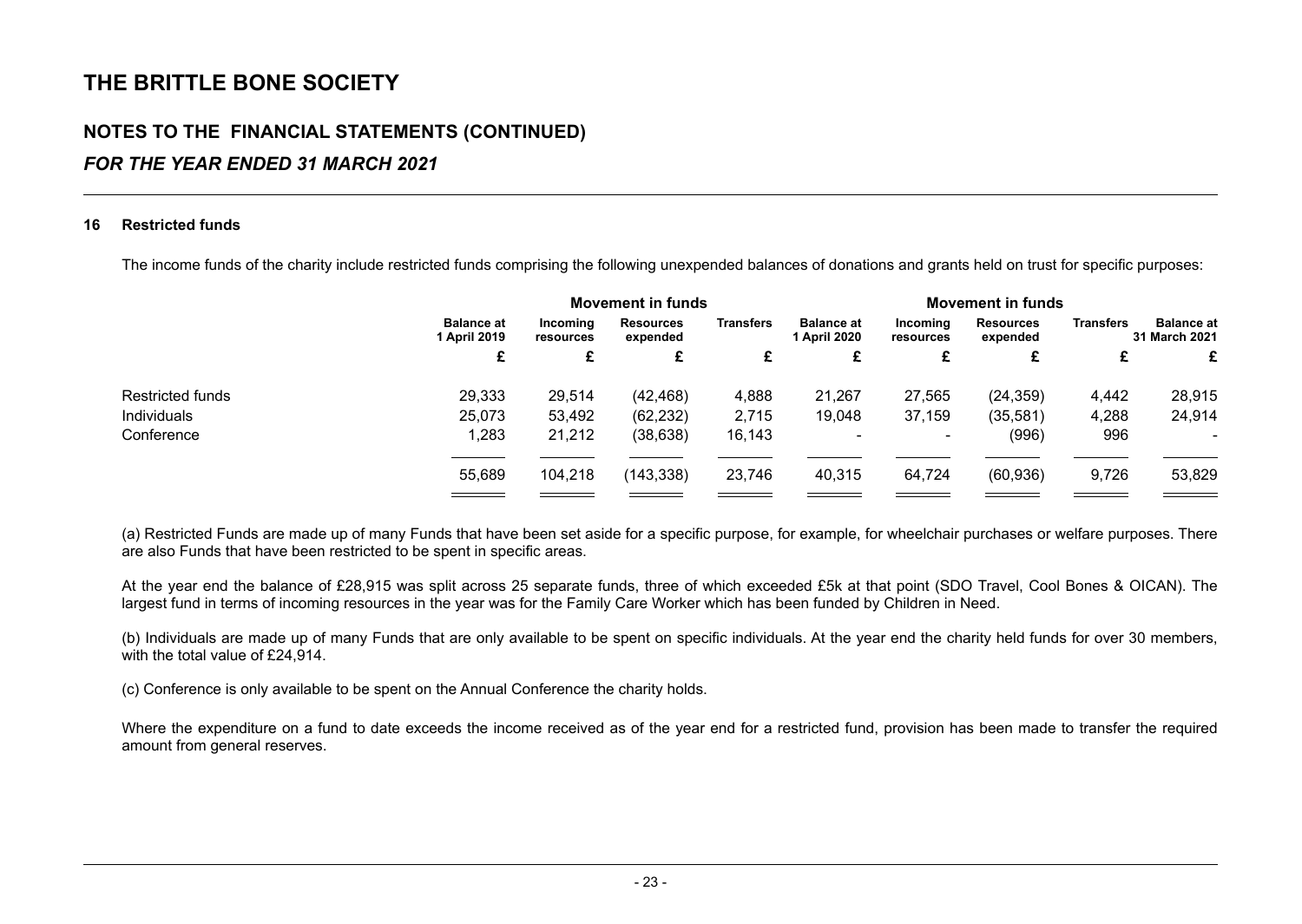# THE BRITTLE BONE SOCIETY

## NOTES TO THE FINANCIAL STATEMENTS (CONTINUED)

### *FOR THE YEAR ENDED 31 MARCH 2021*

**16 Restricted funds**

The income funds of the charity include restricted funds comprising the following unexpended balances of donations and grants held on trust for specific purposes:

| | | Movement in funds | | | | Movement in funds | | | |
|---|---|---|---|---|---|---|---|---|---|
| | **Balance at 1 April 2019** | **Incoming resources** | **Resources expended** | **Transfers** | **Balance at 1 April 2020** | **Incoming resources** | **Resources expended** | **Transfers** | **Balance at 31 March 2021** |
| | £ | £ | £ | £ | £ | £ | £ | £ | £ |
| Restricted funds | 29,333 | 29,514 | (42,468) | 4,888 | 21,267 | 27,565 | (24,359) | 4,442 | 28,915 |
| Individuals | 25,073 | 53,492 | (62,232) | 2,715 | 19,048 | 37,159 | (35,581) | 4,288 | 24,914 |
| Conference | 1,283 | 21,212 | (38,638) | 16,143 | - | - | (996) | 996 | - |
| | 55,689 | 104,218 | (143,338) | 23,746 | 40,315 | 64,724 | (60,936) | 9,726 | 53,829 |

(a) Restricted Funds are made up of many Funds that have been set aside for a specific purpose, for example, for wheelchair purchases or welfare purposes. There are also Funds that have been restricted to be spent in specific areas.

At the year end the balance of £28,915 was split across 25 separate funds, three of which exceeded £5k at that point (SDO Travel, Cool Bones & OICAN). The largest fund in terms of incoming resources in the year was for the Family Care Worker which has been funded by Children in Need.

(b) Individuals are made up of many Funds that are only available to be spent on specific individuals. At the year end the charity held funds for over 30 members, with the total value of £24,914.

(c) Conference is only available to be spent on the Annual Conference the charity holds.

Where the expenditure on a fund to date exceeds the income received as of the year end for a restricted fund, provision has been made to transfer the required amount from general reserves.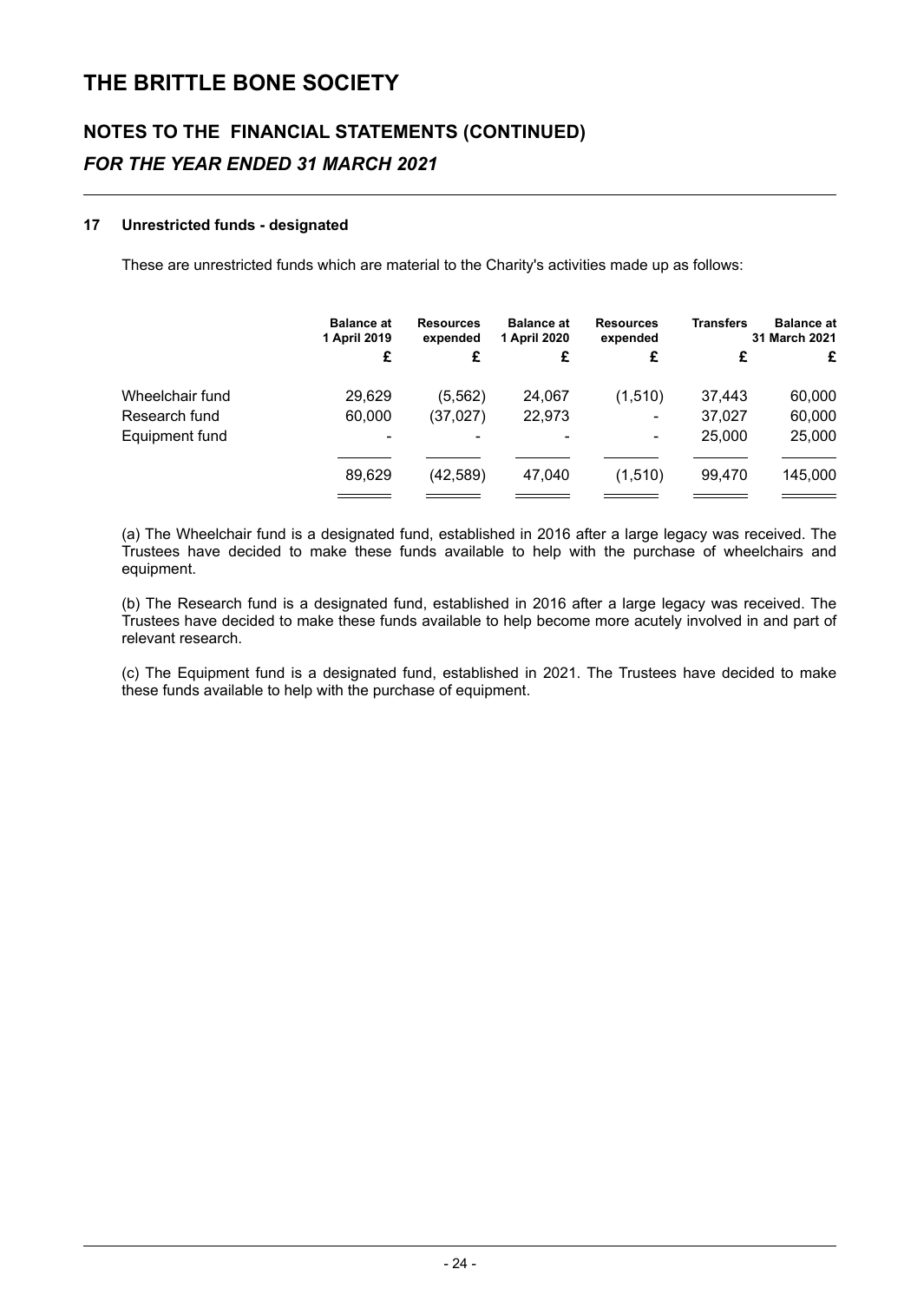# THE BRITTLE BONE SOCIETY

## NOTES TO THE FINANCIAL STATEMENTS (CONTINUED)

### *FOR THE YEAR ENDED 31 MARCH 2021*

#### 17 Unrestricted funds - designated

These are unrestricted funds which are material to the Charity's activities made up as follows:

| | Balance at 1 April 2019 | Resources expended | Balance at 1 April 2020 | Resources expended | Transfers | Balance at 31 March 2021 |
|---|---|---|---|---|---|---|
| | £ | £ | £ | £ | £ | £ |
| Wheelchair fund | 29,629 | (5,562) | 24,067 | (1,510) | 37,443 | 60,000 |
| Research fund | 60,000 | (37,027) | 22,973 | - | 37,027 | 60,000 |
| Equipment fund | - | - | - | - | 25,000 | 25,000 |
| | 89,629 | (42,589) | 47,040 | (1,510) | 99,470 | 145,000 |

(a) The Wheelchair fund is a designated fund, established in 2016 after a large legacy was received. The Trustees have decided to make these funds available to help with the purchase of wheelchairs and equipment.

(b) The Research fund is a designated fund, established in 2016 after a large legacy was received. The Trustees have decided to make these funds available to help become more acutely involved in and part of relevant research.

(c) The Equipment fund is a designated fund, established in 2021. The Trustees have decided to make these funds available to help with the purchase of equipment.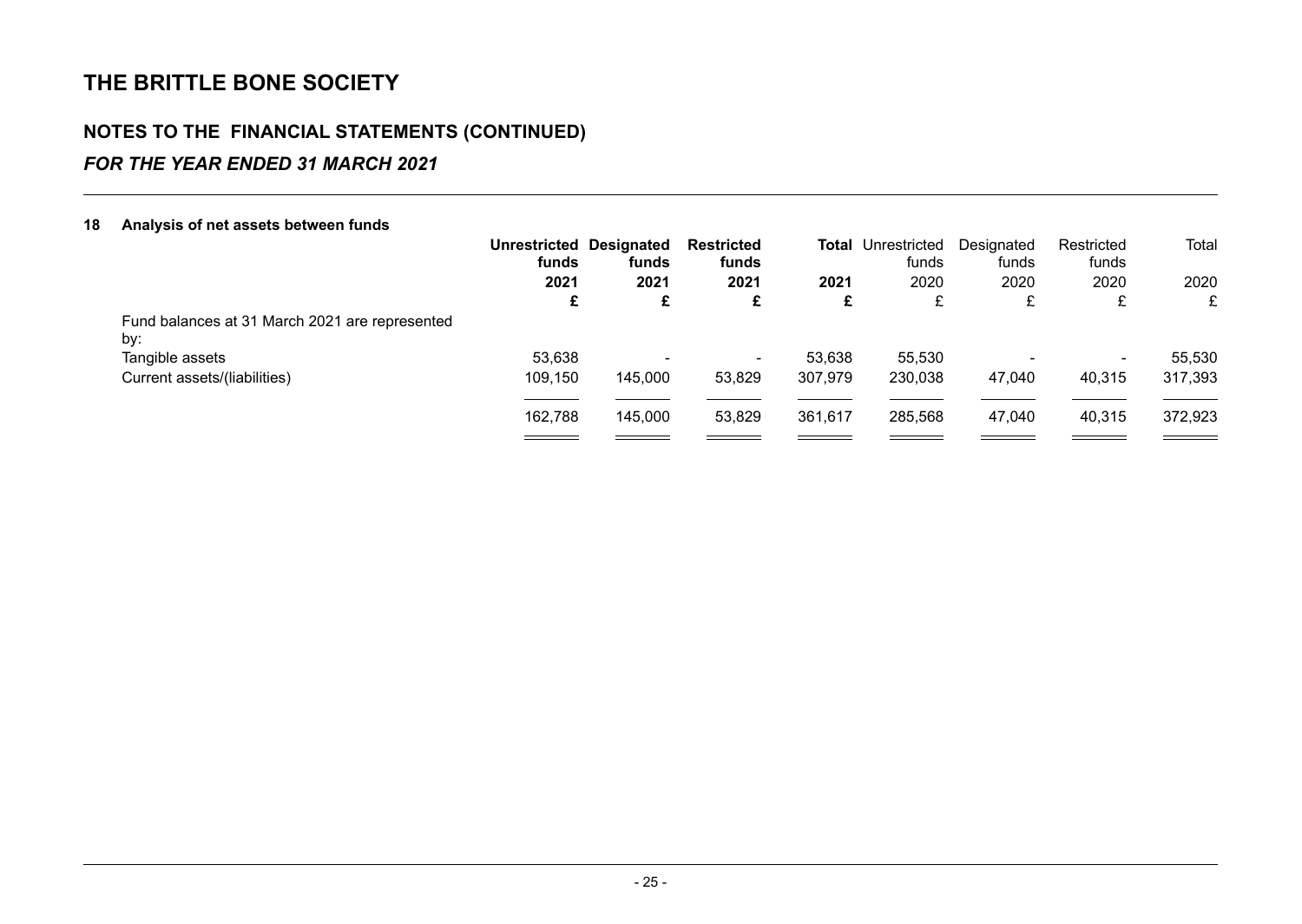# THE BRITTLE BONE SOCIETY

## NOTES TO THE FINANCIAL STATEMENTS (CONTINUED)

### *FOR THE YEAR ENDED 31 MARCH 2021*

**18 Analysis of net assets between funds**

| | **Unrestricted funds** | **Designated funds** | **Restricted funds** | **Total** | Unrestricted funds | Designated funds | Restricted funds | Total |
|---|---|---|---|---|---|---|---|---|
| | **2021** | **2021** | **2021** | **2021** | 2020 | 2020 | 2020 | 2020 |
| | **£** | **£** | **£** | **£** | £ | £ | £ | £ |
| Fund balances at 31 March 2021 are represented by: | | | | | | | | |
| Tangible assets | 53,638 | - | - | 53,638 | 55,530 | - | - | 55,530 |
| Current assets/(liabilities) | 109,150 | 145,000 | 53,829 | 307,979 | 230,038 | 47,040 | 40,315 | 317,393 |
| | 162,788 | 145,000 | 53,829 | 361,617 | 285,568 | 47,040 | 40,315 | 372,923 |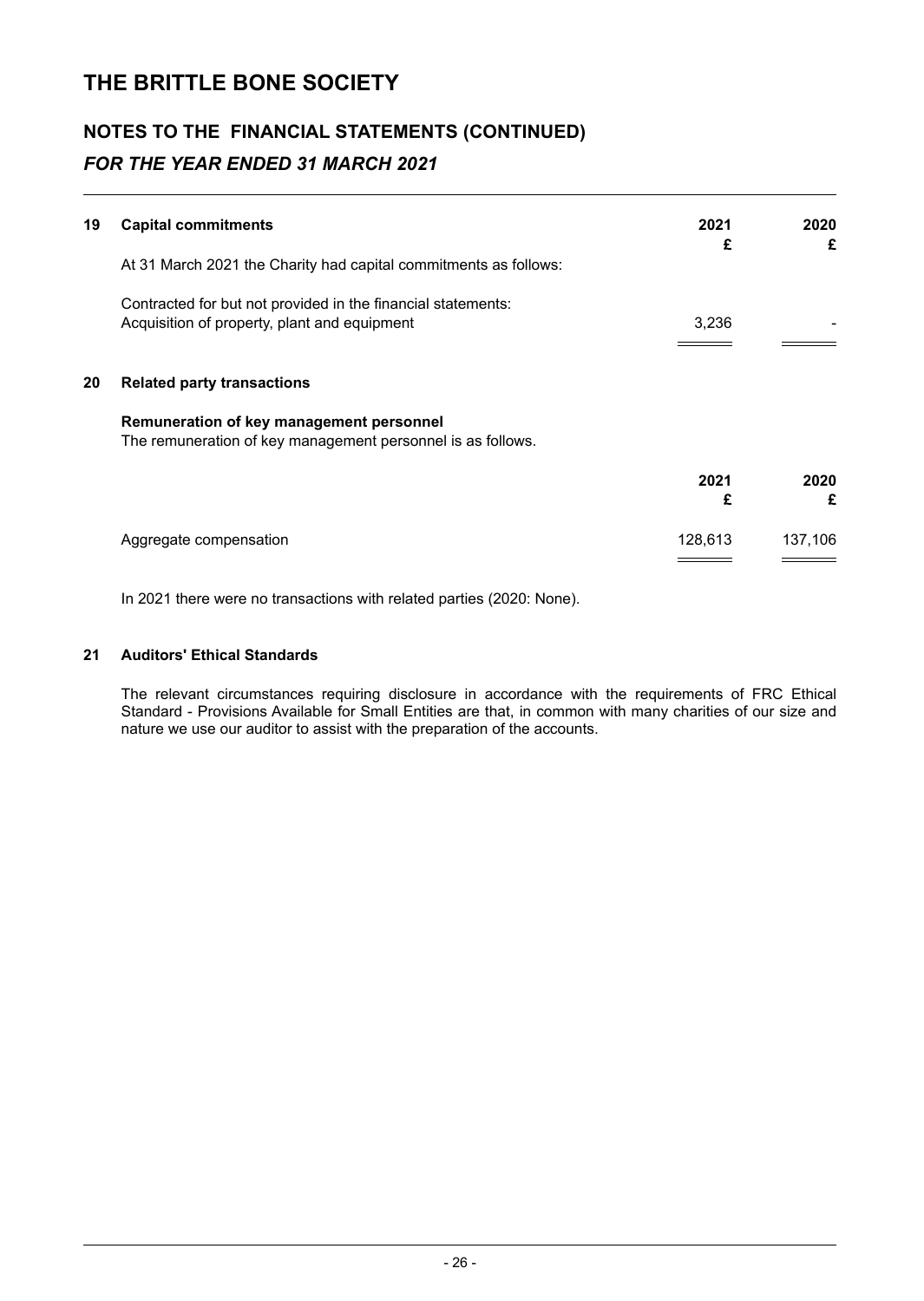# THE BRITTLE BONE SOCIETY

## NOTES TO THE FINANCIAL STATEMENTS (CONTINUED)

### *FOR THE YEAR ENDED 31 MARCH 2021*

**19 Capital commitments**

| | 2021 £ | 2020 £ |
|---|---|---|
| At 31 March 2021 the Charity had capital commitments as follows: | | |
| Contracted for but not provided in the financial statements: | | |
| Acquisition of property, plant and equipment | 3,236 | - |

**20 Related party transactions**

**Remuneration of key management personnel**

The remuneration of key management personnel is as follows.

| | 2021 £ | 2020 £ |
|---|---|---|
| Aggregate compensation | 128,613 | 137,106 |

In 2021 there were no transactions with related parties (2020: None).

**21 Auditors' Ethical Standards**

The relevant circumstances requiring disclosure in accordance with the requirements of FRC Ethical Standard - Provisions Available for Small Entities are that, in common with many charities of our size and nature we use our auditor to assist with the preparation of the accounts.